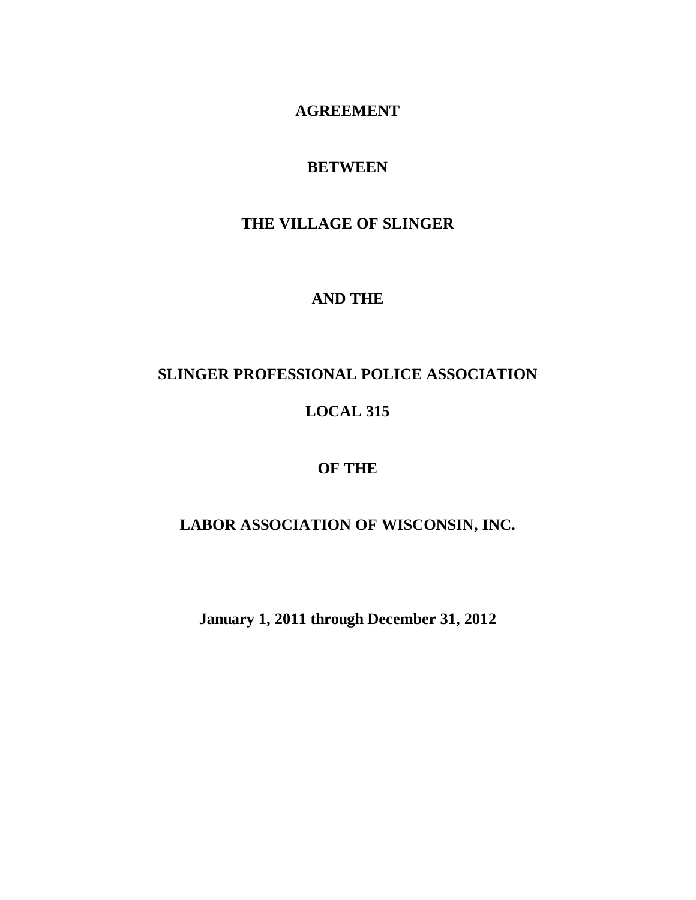# AGREEMENT

# BETWEEN

# THE VILLAGE OF SLINGER

# AND THE

# SLINGER PROFESSIONAL POLICE ASSOCIATION

# LOCAL 315

# OF THE

# LABOR ASSOCIATION OF WISCONSIN, INC.

**January 1, 2011 through December 31, 2012**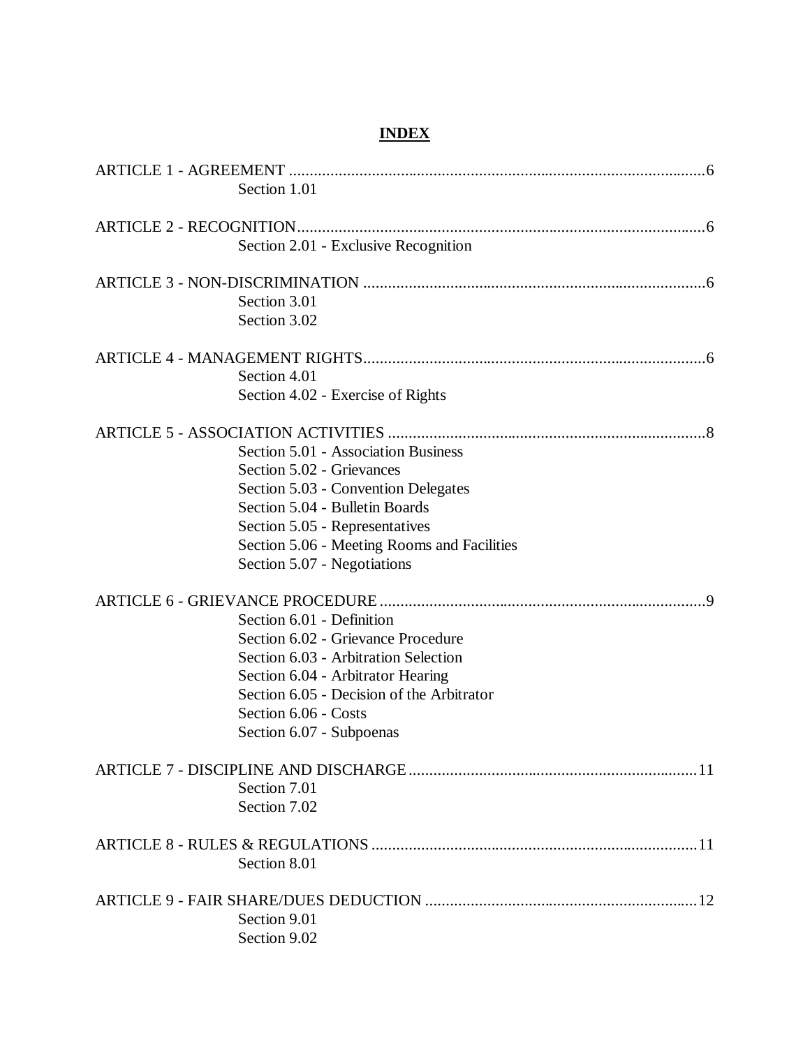# INDEX

ARTICLE 1 - AGREEMENT ....................................................................................................6
    Section 1.01

ARTICLE 2 - RECOGNITION...................................................................................................6
    Section 2.01 - Exclusive Recognition

ARTICLE 3 - NON-DISCRIMINATION ..................................................................................6
    Section 3.01
    Section 3.02

ARTICLE 4 - MANAGEMENT RIGHTS...................................................................................6
    Section 4.01
    Section 4.02 - Exercise of Rights

ARTICLE 5 - ASSOCIATION ACTIVITIES .............................................................................8
    Section 5.01 - Association Business
    Section 5.02 - Grievances
    Section 5.03 - Convention Delegates
    Section 5.04 - Bulletin Boards
    Section 5.05 - Representatives
    Section 5.06 - Meeting Rooms and Facilities
    Section 5.07 - Negotiations

ARTICLE 6 - GRIEVANCE PROCEDURE ...............................................................................9
    Section 6.01 - Definition
    Section 6.02 - Grievance Procedure
    Section 6.03 - Arbitration Selection
    Section 6.04 - Arbitrator Hearing
    Section 6.05 - Decision of the Arbitrator
    Section 6.06 - Costs
    Section 6.07 - Subpoenas

ARTICLE 7 - DISCIPLINE AND DISCHARGE.....................................................................11
    Section 7.01
    Section 7.02

ARTICLE 8 - RULES & REGULATIONS ...............................................................................11
    Section 8.01

ARTICLE 9 - FAIR SHARE/DUES DEDUCTION .................................................................12
    Section 9.01
    Section 9.02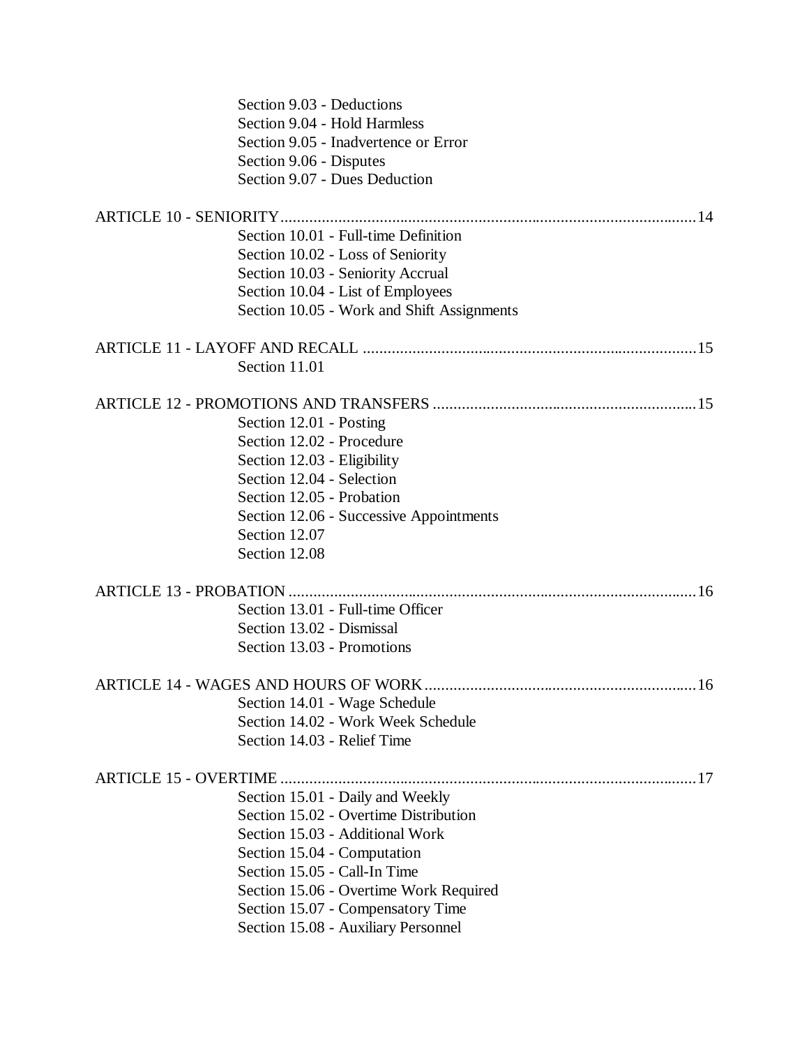Section 9.03 - Deductions
Section 9.04 - Hold Harmless
Section 9.05 - Inadvertence or Error
Section 9.06 - Disputes
Section 9.07 - Dues Deduction

ARTICLE 10 - SENIORITY.......................................................................................................14
Section 10.01 - Full-time Definition
Section 10.02 - Loss of Seniority
Section 10.03 - Seniority Accrual
Section 10.04 - List of Employees
Section 10.05 - Work and Shift Assignments

ARTICLE 11 - LAYOFF AND RECALL .................................................................................15
Section 11.01

ARTICLE 12 - PROMOTIONS AND TRANSFERS ...............................................................15
Section 12.01 - Posting
Section 12.02 - Procedure
Section 12.03 - Eligibility
Section 12.04 - Selection
Section 12.05 - Probation
Section 12.06 - Successive Appointments
Section 12.07
Section 12.08

ARTICLE 13 - PROBATION ....................................................................................................16
Section 13.01 - Full-time Officer
Section 13.02 - Dismissal
Section 13.03 - Promotions

ARTICLE 14 - WAGES AND HOURS OF WORK..................................................................16
Section 14.01 - Wage Schedule
Section 14.02 - Work Week Schedule
Section 14.03 - Relief Time

ARTICLE 15 - OVERTIME ......................................................................................................17
Section 15.01 - Daily and Weekly
Section 15.02 - Overtime Distribution
Section 15.03 - Additional Work
Section 15.04 - Computation
Section 15.05 - Call-In Time
Section 15.06 - Overtime Work Required
Section 15.07 - Compensatory Time
Section 15.08 - Auxiliary Personnel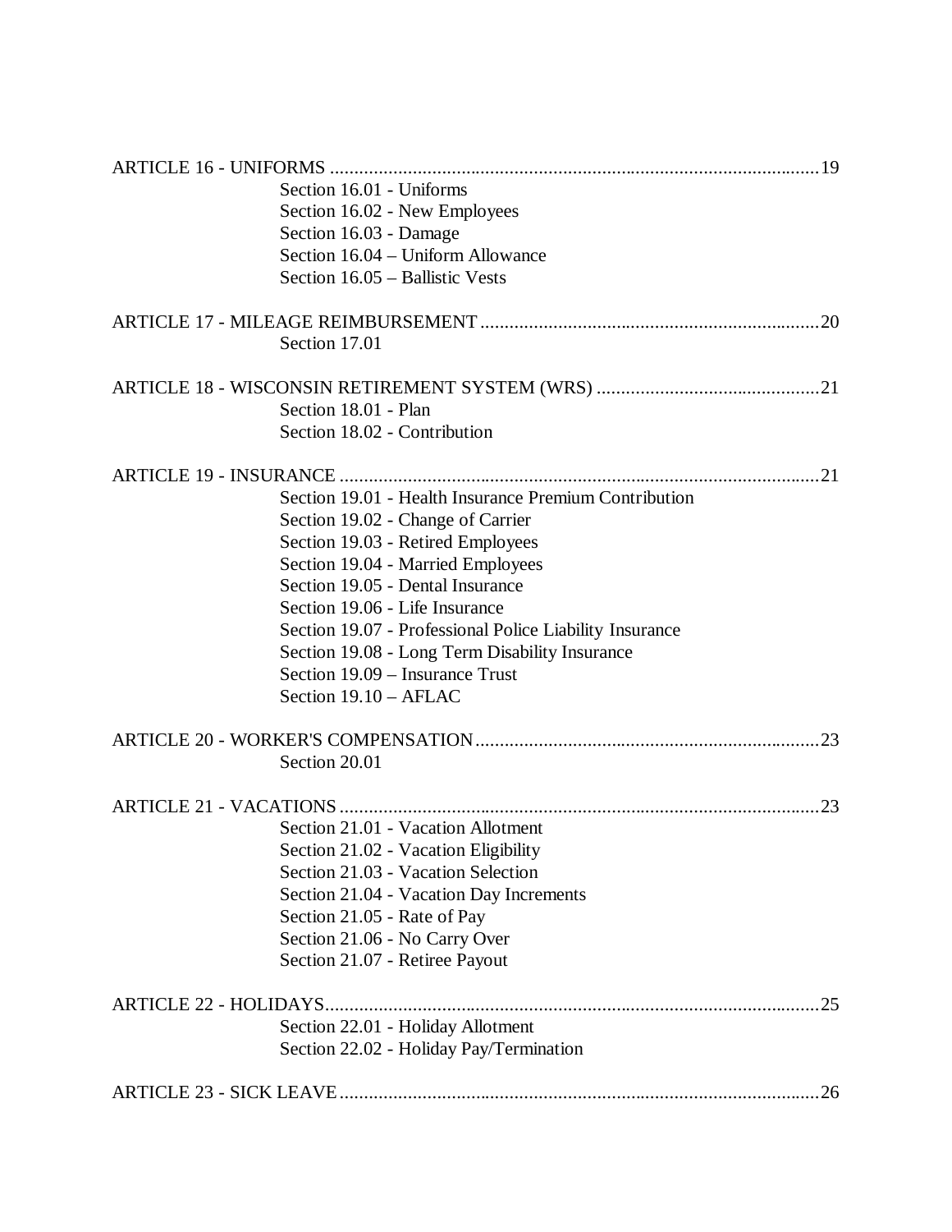ARTICLE 16 - UNIFORMS ........................................................................................................19

- Section 16.01 - Uniforms
- Section 16.02 - New Employees
- Section 16.03 - Damage
- Section 16.04 – Uniform Allowance
- Section 16.05 – Ballistic Vests

ARTICLE 17 - MILEAGE REIMBURSEMENT.....................................................................20

- Section 17.01

ARTICLE 18 - WISCONSIN RETIREMENT SYSTEM (WRS) .............................................21

- Section 18.01 - Plan
- Section 18.02 - Contribution

ARTICLE 19 - INSURANCE ...................................................................................................21

- Section 19.01 - Health Insurance Premium Contribution
- Section 19.02 - Change of Carrier
- Section 19.03 - Retired Employees
- Section 19.04 - Married Employees
- Section 19.05 - Dental Insurance
- Section 19.06 - Life Insurance
- Section 19.07 - Professional Police Liability Insurance
- Section 19.08 - Long Term Disability Insurance
- Section 19.09 – Insurance Trust
- Section 19.10 – AFLAC

ARTICLE 20 - WORKER'S COMPENSATION.......................................................................23

- Section 20.01

ARTICLE 21 - VACATIONS ...................................................................................................23

- Section 21.01 - Vacation Allotment
- Section 21.02 - Vacation Eligibility
- Section 21.03 - Vacation Selection
- Section 21.04 - Vacation Day Increments
- Section 21.05 - Rate of Pay
- Section 21.06 - No Carry Over
- Section 21.07 - Retiree Payout

ARTICLE 22 - HOLIDAYS......................................................................................................25

- Section 22.01 - Holiday Allotment
- Section 22.02 - Holiday Pay/Termination

ARTICLE 23 - SICK LEAVE...................................................................................................26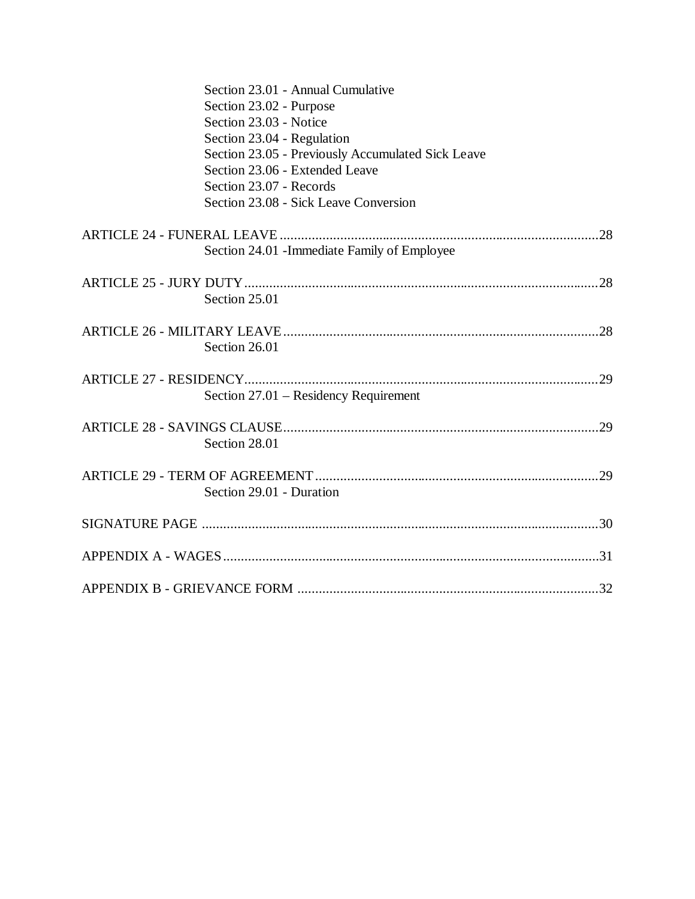Section 23.01 - Annual Cumulative
Section 23.02 - Purpose
Section 23.03 - Notice
Section 23.04 - Regulation
Section 23.05 - Previously Accumulated Sick Leave
Section 23.06 - Extended Leave
Section 23.07 - Records
Section 23.08 - Sick Leave Conversion

ARTICLE 24 - FUNERAL LEAVE ........................................................................................28
Section 24.01 -Immediate Family of Employee

ARTICLE 25 - JURY DUTY ..................................................................................................28
Section 25.01

ARTICLE 26 - MILITARY LEAVE ........................................................................................28
Section 26.01

ARTICLE 27 - RESIDENCY..................................................................................................29
Section 27.01 – Residency Requirement

ARTICLE 28 - SAVINGS CLAUSE........................................................................................29
Section 28.01

ARTICLE 29 - TERM OF AGREEMENT ...............................................................................29
Section 29.01 - Duration

SIGNATURE PAGE ...............................................................................................................30

APPENDIX A - WAGES.........................................................................................................31

APPENDIX B - GRIEVANCE FORM ...................................................................................32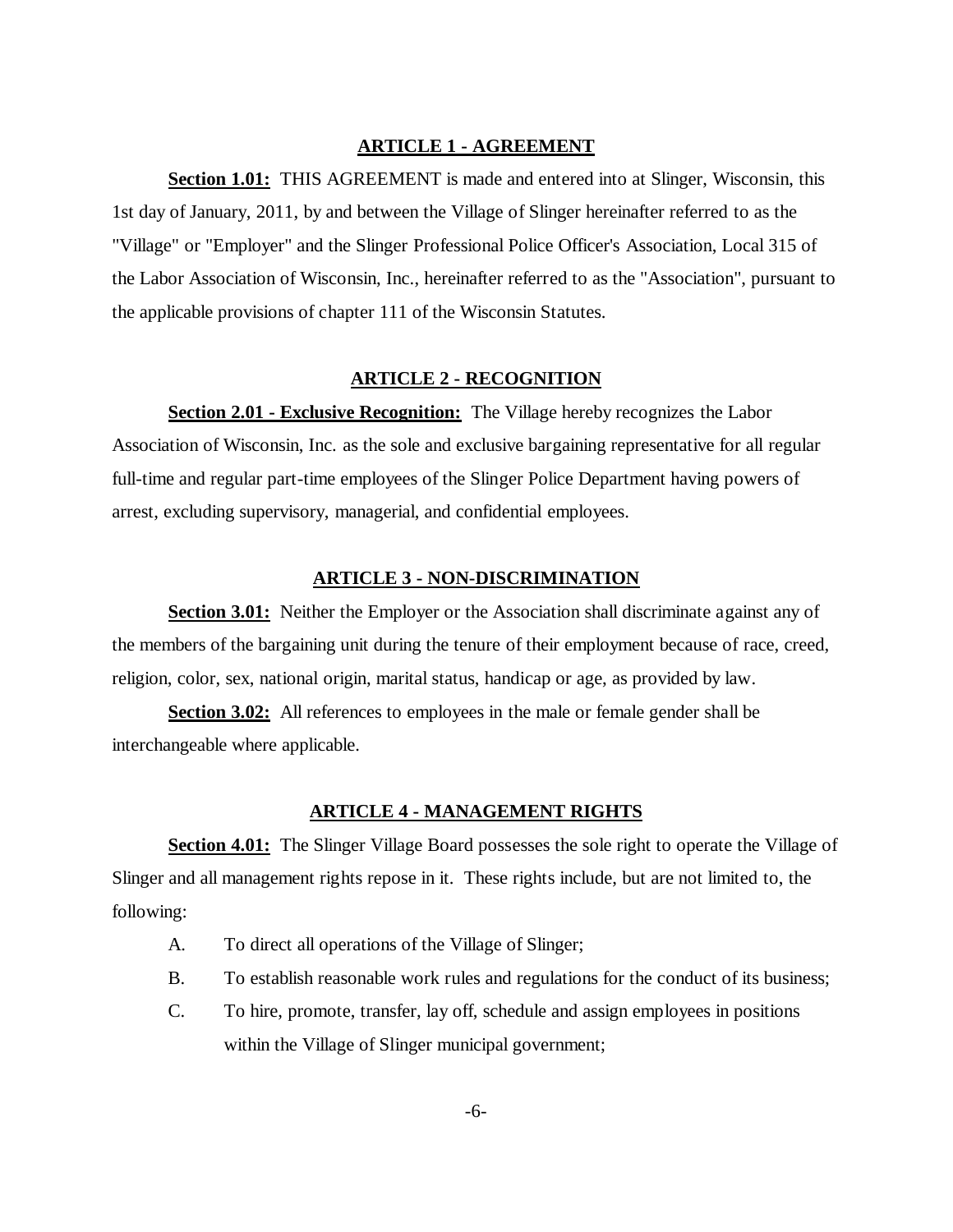## ARTICLE 1 - AGREEMENT

**Section 1.01:** THIS AGREEMENT is made and entered into at Slinger, Wisconsin, this 1st day of January, 2011, by and between the Village of Slinger hereinafter referred to as the "Village" or "Employer" and the Slinger Professional Police Officer's Association, Local 315 of the Labor Association of Wisconsin, Inc., hereinafter referred to as the "Association", pursuant to the applicable provisions of chapter 111 of the Wisconsin Statutes.

## ARTICLE 2 - RECOGNITION

**Section 2.01 - Exclusive Recognition:** The Village hereby recognizes the Labor Association of Wisconsin, Inc. as the sole and exclusive bargaining representative for all regular full-time and regular part-time employees of the Slinger Police Department having powers of arrest, excluding supervisory, managerial, and confidential employees.

## ARTICLE 3 - NON-DISCRIMINATION

**Section 3.01:** Neither the Employer or the Association shall discriminate against any of the members of the bargaining unit during the tenure of their employment because of race, creed, religion, color, sex, national origin, marital status, handicap or age, as provided by law.

**Section 3.02:** All references to employees in the male or female gender shall be interchangeable where applicable.

## ARTICLE 4 - MANAGEMENT RIGHTS

**Section 4.01:** The Slinger Village Board possesses the sole right to operate the Village of Slinger and all management rights repose in it. These rights include, but are not limited to, the following:

A. To direct all operations of the Village of Slinger;

B. To establish reasonable work rules and regulations for the conduct of its business;

C. To hire, promote, transfer, lay off, schedule and assign employees in positions within the Village of Slinger municipal government;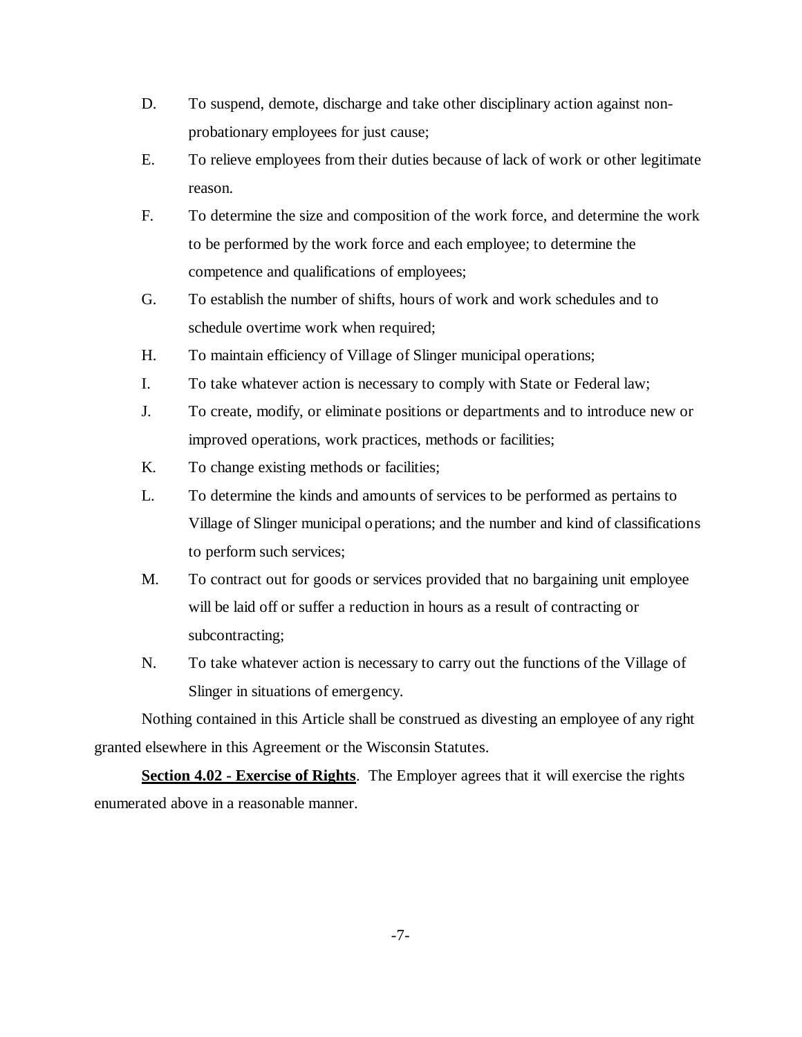D. To suspend, demote, discharge and take other disciplinary action against non-probationary employees for just cause;

E. To relieve employees from their duties because of lack of work or other legitimate reason.

F. To determine the size and composition of the work force, and determine the work to be performed by the work force and each employee; to determine the competence and qualifications of employees;

G. To establish the number of shifts, hours of work and work schedules and to schedule overtime work when required;

H. To maintain efficiency of Village of Slinger municipal operations;

I. To take whatever action is necessary to comply with State or Federal law;

J. To create, modify, or eliminate positions or departments and to introduce new or improved operations, work practices, methods or facilities;

K. To change existing methods or facilities;

L. To determine the kinds and amounts of services to be performed as pertains to Village of Slinger municipal operations; and the number and kind of classifications to perform such services;

M. To contract out for goods or services provided that no bargaining unit employee will be laid off or suffer a reduction in hours as a result of contracting or subcontracting;

N. To take whatever action is necessary to carry out the functions of the Village of Slinger in situations of emergency.

Nothing contained in this Article shall be construed as divesting an employee of any right granted elsewhere in this Agreement or the Wisconsin Statutes.

**Section 4.02 - Exercise of Rights**. The Employer agrees that it will exercise the rights enumerated above in a reasonable manner.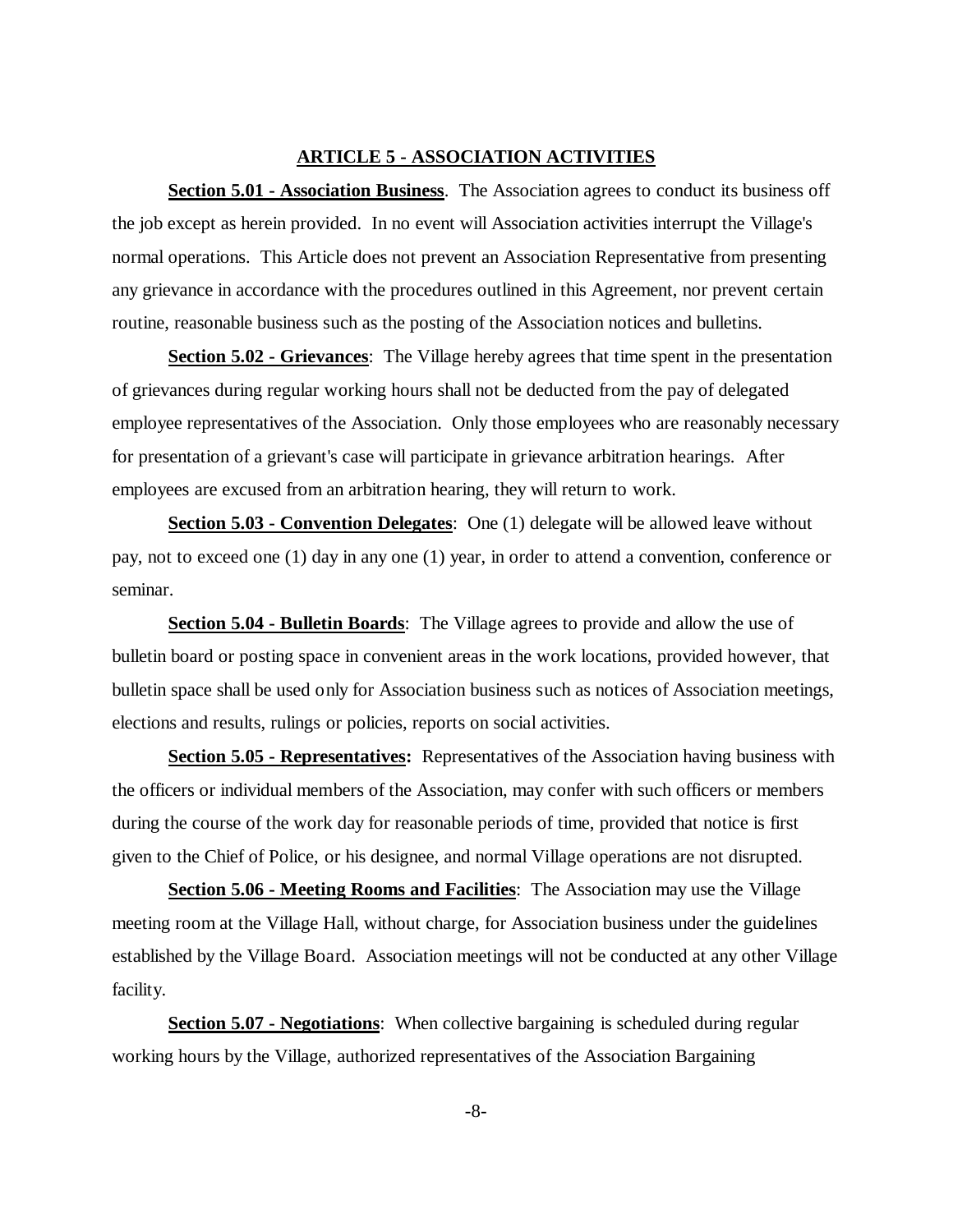## ARTICLE 5 - ASSOCIATION ACTIVITIES

**Section 5.01 - Association Business**. The Association agrees to conduct its business off the job except as herein provided. In no event will Association activities interrupt the Village's normal operations. This Article does not prevent an Association Representative from presenting any grievance in accordance with the procedures outlined in this Agreement, nor prevent certain routine, reasonable business such as the posting of the Association notices and bulletins.

**Section 5.02 - Grievances**: The Village hereby agrees that time spent in the presentation of grievances during regular working hours shall not be deducted from the pay of delegated employee representatives of the Association. Only those employees who are reasonably necessary for presentation of a grievant's case will participate in grievance arbitration hearings. After employees are excused from an arbitration hearing, they will return to work.

**Section 5.03 - Convention Delegates**: One (1) delegate will be allowed leave without pay, not to exceed one (1) day in any one (1) year, in order to attend a convention, conference or seminar.

**Section 5.04 - Bulletin Boards**: The Village agrees to provide and allow the use of bulletin board or posting space in convenient areas in the work locations, provided however, that bulletin space shall be used only for Association business such as notices of Association meetings, elections and results, rulings or policies, reports on social activities.

**Section 5.05 - Representatives:** Representatives of the Association having business with the officers or individual members of the Association, may confer with such officers or members during the course of the work day for reasonable periods of time, provided that notice is first given to the Chief of Police, or his designee, and normal Village operations are not disrupted.

**Section 5.06 - Meeting Rooms and Facilities**: The Association may use the Village meeting room at the Village Hall, without charge, for Association business under the guidelines established by the Village Board. Association meetings will not be conducted at any other Village facility.

**Section 5.07 - Negotiations**: When collective bargaining is scheduled during regular working hours by the Village, authorized representatives of the Association Bargaining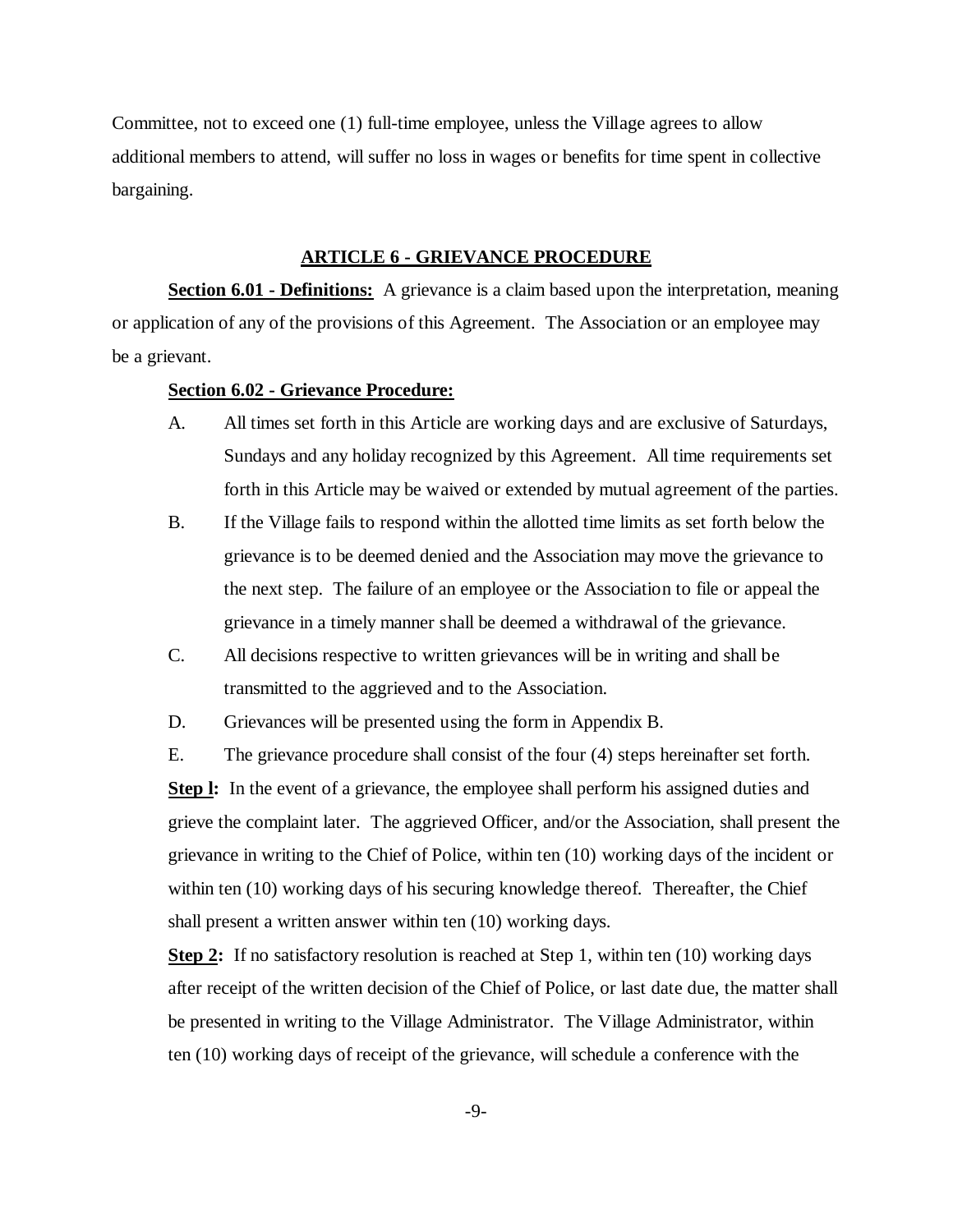Committee, not to exceed one (1) full-time employee, unless the Village agrees to allow additional members to attend, will suffer no loss in wages or benefits for time spent in collective bargaining.

## ARTICLE 6 - GRIEVANCE PROCEDURE

**Section 6.01 - Definitions:** A grievance is a claim based upon the interpretation, meaning or application of any of the provisions of this Agreement. The Association or an employee may be a grievant.

**Section 6.02 - Grievance Procedure:**

A. All times set forth in this Article are working days and are exclusive of Saturdays, Sundays and any holiday recognized by this Agreement. All time requirements set forth in this Article may be waived or extended by mutual agreement of the parties.

B. If the Village fails to respond within the allotted time limits as set forth below the grievance is to be deemed denied and the Association may move the grievance to the next step. The failure of an employee or the Association to file or appeal the grievance in a timely manner shall be deemed a withdrawal of the grievance.

C. All decisions respective to written grievances will be in writing and shall be transmitted to the aggrieved and to the Association.

D. Grievances will be presented using the form in Appendix B.

E. The grievance procedure shall consist of the four (4) steps hereinafter set forth.

**Step l:** In the event of a grievance, the employee shall perform his assigned duties and grieve the complaint later. The aggrieved Officer, and/or the Association, shall present the grievance in writing to the Chief of Police, within ten (10) working days of the incident or within ten (10) working days of his securing knowledge thereof. Thereafter, the Chief shall present a written answer within ten (10) working days.

**Step 2:** If no satisfactory resolution is reached at Step 1, within ten (10) working days after receipt of the written decision of the Chief of Police, or last date due, the matter shall be presented in writing to the Village Administrator. The Village Administrator, within ten (10) working days of receipt of the grievance, will schedule a conference with the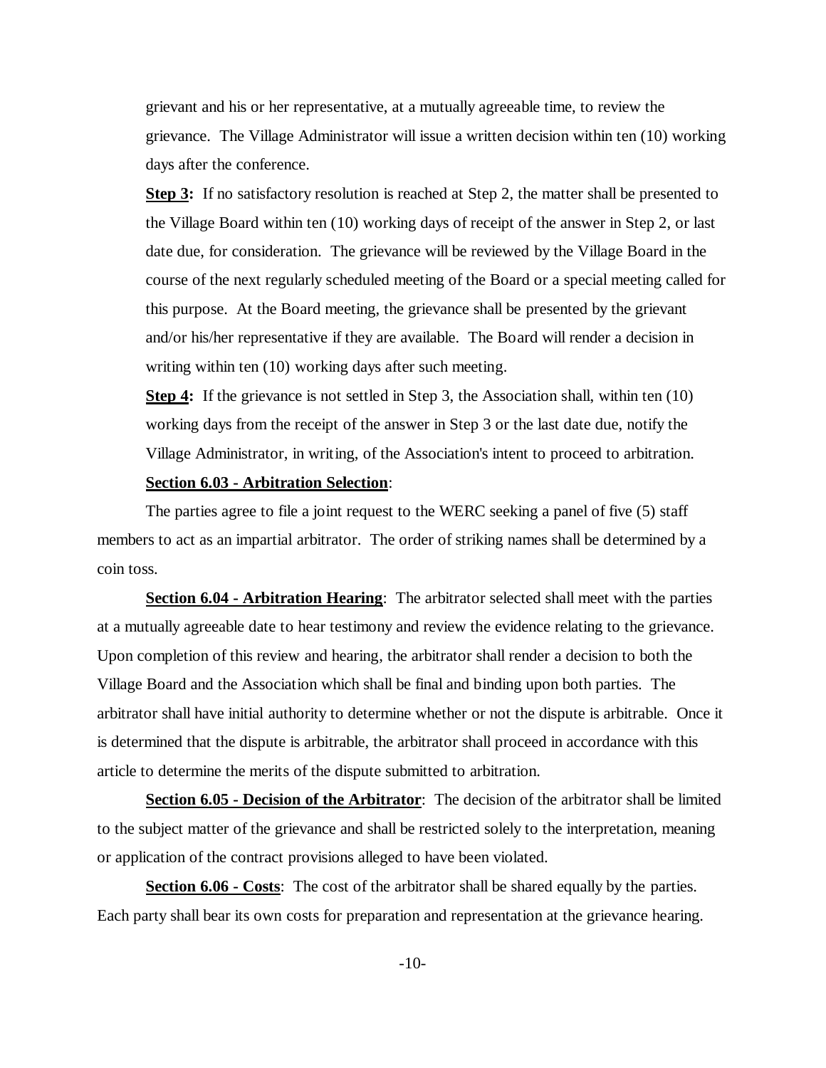grievant and his or her representative, at a mutually agreeable time, to review the grievance. The Village Administrator will issue a written decision within ten (10) working days after the conference.

**Step 3:** If no satisfactory resolution is reached at Step 2, the matter shall be presented to the Village Board within ten (10) working days of receipt of the answer in Step 2, or last date due, for consideration. The grievance will be reviewed by the Village Board in the course of the next regularly scheduled meeting of the Board or a special meeting called for this purpose. At the Board meeting, the grievance shall be presented by the grievant and/or his/her representative if they are available. The Board will render a decision in writing within ten (10) working days after such meeting.

**Step 4:** If the grievance is not settled in Step 3, the Association shall, within ten (10) working days from the receipt of the answer in Step 3 or the last date due, notify the Village Administrator, in writing, of the Association's intent to proceed to arbitration.

**Section 6.03 - Arbitration Selection**:

The parties agree to file a joint request to the WERC seeking a panel of five (5) staff members to act as an impartial arbitrator. The order of striking names shall be determined by a coin toss.

**Section 6.04 - Arbitration Hearing**: The arbitrator selected shall meet with the parties at a mutually agreeable date to hear testimony and review the evidence relating to the grievance. Upon completion of this review and hearing, the arbitrator shall render a decision to both the Village Board and the Association which shall be final and binding upon both parties. The arbitrator shall have initial authority to determine whether or not the dispute is arbitrable. Once it is determined that the dispute is arbitrable, the arbitrator shall proceed in accordance with this article to determine the merits of the dispute submitted to arbitration.

**Section 6.05 - Decision of the Arbitrator**: The decision of the arbitrator shall be limited to the subject matter of the grievance and shall be restricted solely to the interpretation, meaning or application of the contract provisions alleged to have been violated.

**Section 6.06 - Costs**: The cost of the arbitrator shall be shared equally by the parties. Each party shall bear its own costs for preparation and representation at the grievance hearing.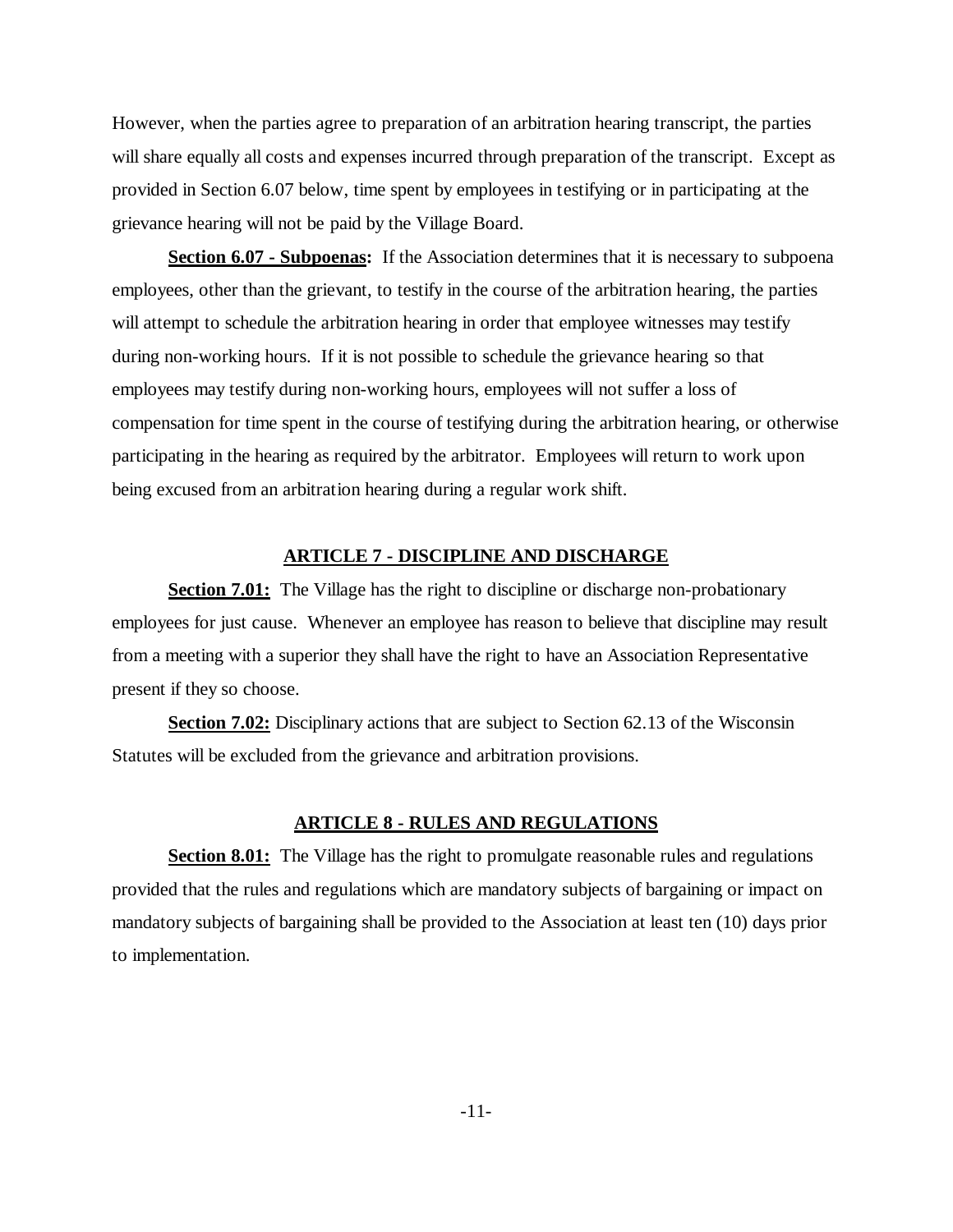However, when the parties agree to preparation of an arbitration hearing transcript, the parties will share equally all costs and expenses incurred through preparation of the transcript. Except as provided in Section 6.07 below, time spent by employees in testifying or in participating at the grievance hearing will not be paid by the Village Board.

**Section 6.07 - Subpoenas:** If the Association determines that it is necessary to subpoena employees, other than the grievant, to testify in the course of the arbitration hearing, the parties will attempt to schedule the arbitration hearing in order that employee witnesses may testify during non-working hours. If it is not possible to schedule the grievance hearing so that employees may testify during non-working hours, employees will not suffer a loss of compensation for time spent in the course of testifying during the arbitration hearing, or otherwise participating in the hearing as required by the arbitrator. Employees will return to work upon being excused from an arbitration hearing during a regular work shift.

## ARTICLE 7 - DISCIPLINE AND DISCHARGE

**Section 7.01:** The Village has the right to discipline or discharge non-probationary employees for just cause. Whenever an employee has reason to believe that discipline may result from a meeting with a superior they shall have the right to have an Association Representative present if they so choose.

**Section 7.02:** Disciplinary actions that are subject to Section 62.13 of the Wisconsin Statutes will be excluded from the grievance and arbitration provisions.

## ARTICLE 8 - RULES AND REGULATIONS

**Section 8.01:** The Village has the right to promulgate reasonable rules and regulations provided that the rules and regulations which are mandatory subjects of bargaining or impact on mandatory subjects of bargaining shall be provided to the Association at least ten (10) days prior to implementation.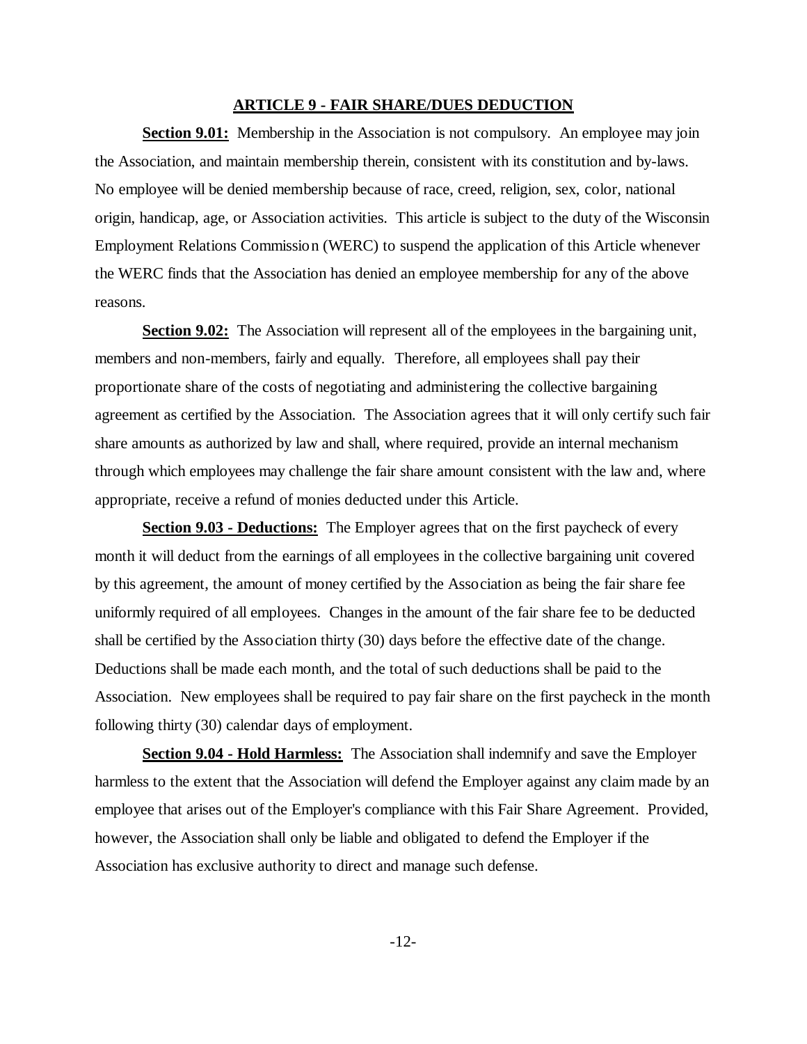## ARTICLE 9 - FAIR SHARE/DUES DEDUCTION

**Section 9.01:** Membership in the Association is not compulsory. An employee may join the Association, and maintain membership therein, consistent with its constitution and by-laws. No employee will be denied membership because of race, creed, religion, sex, color, national origin, handicap, age, or Association activities. This article is subject to the duty of the Wisconsin Employment Relations Commission (WERC) to suspend the application of this Article whenever the WERC finds that the Association has denied an employee membership for any of the above reasons.

**Section 9.02:** The Association will represent all of the employees in the bargaining unit, members and non-members, fairly and equally. Therefore, all employees shall pay their proportionate share of the costs of negotiating and administering the collective bargaining agreement as certified by the Association. The Association agrees that it will only certify such fair share amounts as authorized by law and shall, where required, provide an internal mechanism through which employees may challenge the fair share amount consistent with the law and, where appropriate, receive a refund of monies deducted under this Article.

**Section 9.03 - Deductions:** The Employer agrees that on the first paycheck of every month it will deduct from the earnings of all employees in the collective bargaining unit covered by this agreement, the amount of money certified by the Association as being the fair share fee uniformly required of all employees. Changes in the amount of the fair share fee to be deducted shall be certified by the Association thirty (30) days before the effective date of the change. Deductions shall be made each month, and the total of such deductions shall be paid to the Association. New employees shall be required to pay fair share on the first paycheck in the month following thirty (30) calendar days of employment.

**Section 9.04 - Hold Harmless:** The Association shall indemnify and save the Employer harmless to the extent that the Association will defend the Employer against any claim made by an employee that arises out of the Employer's compliance with this Fair Share Agreement. Provided, however, the Association shall only be liable and obligated to defend the Employer if the Association has exclusive authority to direct and manage such defense.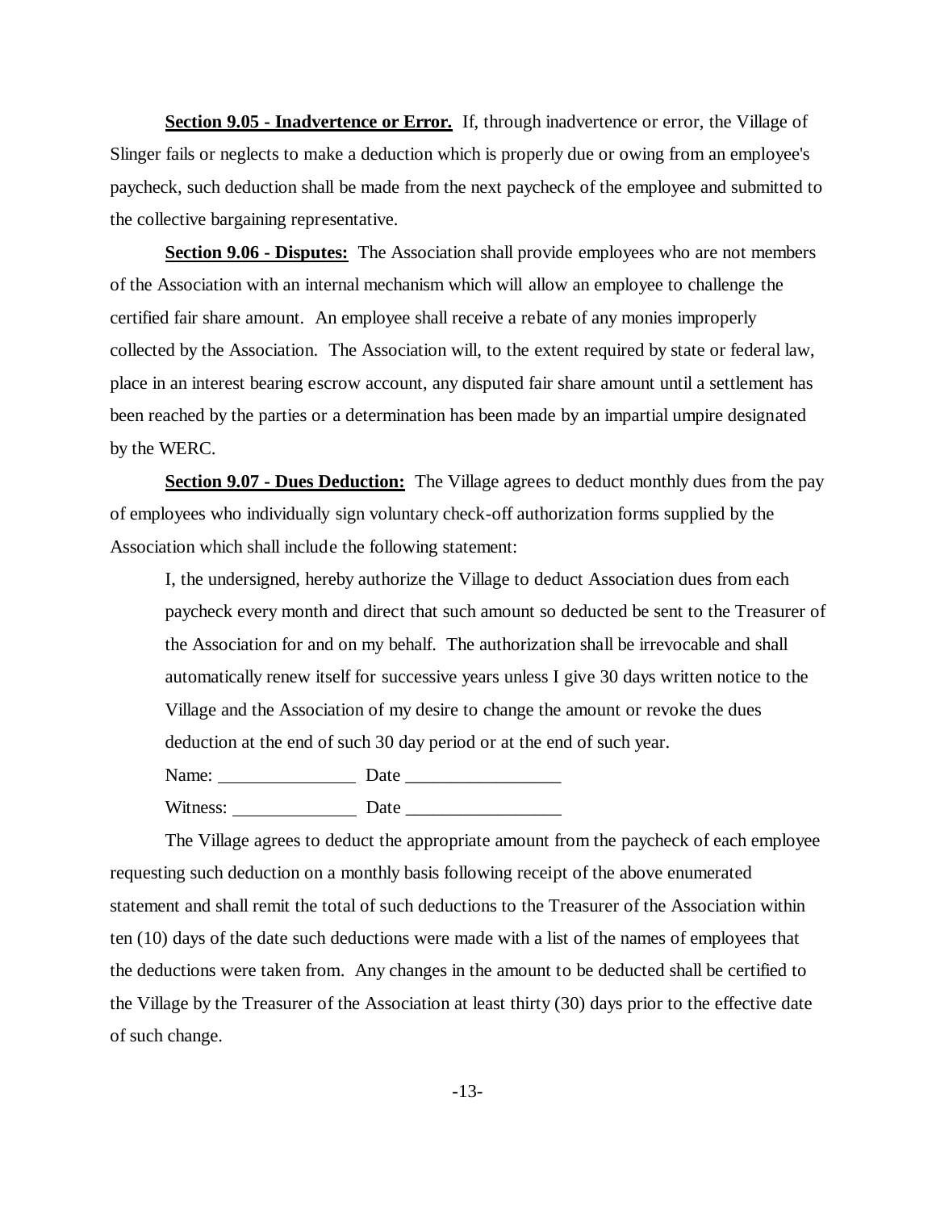**Section 9.05 - Inadvertence or Error.** If, through inadvertence or error, the Village of Slinger fails or neglects to make a deduction which is properly due or owing from an employee's paycheck, such deduction shall be made from the next paycheck of the employee and submitted to the collective bargaining representative.

**Section 9.06 - Disputes:** The Association shall provide employees who are not members of the Association with an internal mechanism which will allow an employee to challenge the certified fair share amount. An employee shall receive a rebate of any monies improperly collected by the Association. The Association will, to the extent required by state or federal law, place in an interest bearing escrow account, any disputed fair share amount until a settlement has been reached by the parties or a determination has been made by an impartial umpire designated by the WERC.

**Section 9.07 - Dues Deduction:** The Village agrees to deduct monthly dues from the pay of employees who individually sign voluntary check-off authorization forms supplied by the Association which shall include the following statement:

> I, the undersigned, hereby authorize the Village to deduct Association dues from each paycheck every month and direct that such amount so deducted be sent to the Treasurer of the Association for and on my behalf. The authorization shall be irrevocable and shall automatically renew itself for successive years unless I give 30 days written notice to the Village and the Association of my desire to change the amount or revoke the dues deduction at the end of such 30 day period or at the end of such year.
>
> Name: _______________ Date _________________
>
> Witness: ______________ Date _________________

The Village agrees to deduct the appropriate amount from the paycheck of each employee requesting such deduction on a monthly basis following receipt of the above enumerated statement and shall remit the total of such deductions to the Treasurer of the Association within ten (10) days of the date such deductions were made with a list of the names of employees that the deductions were taken from. Any changes in the amount to be deducted shall be certified to the Village by the Treasurer of the Association at least thirty (30) days prior to the effective date of such change.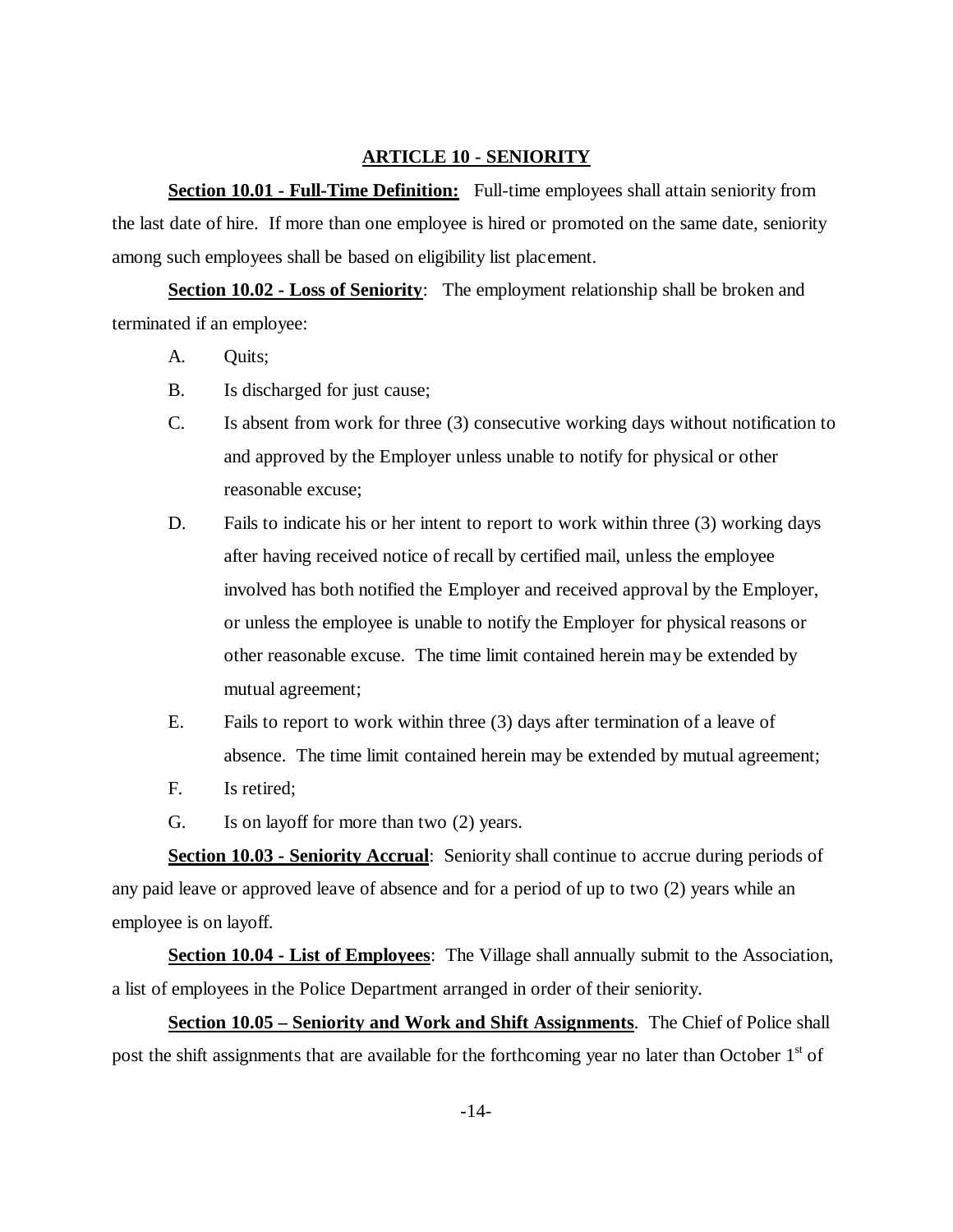## ARTICLE 10 - SENIORITY

**Section 10.01 - Full-Time Definition:** Full-time employees shall attain seniority from the last date of hire. If more than one employee is hired or promoted on the same date, seniority among such employees shall be based on eligibility list placement.

**Section 10.02 - Loss of Seniority**: The employment relationship shall be broken and terminated if an employee:

A. Quits;

B. Is discharged for just cause;

C. Is absent from work for three (3) consecutive working days without notification to and approved by the Employer unless unable to notify for physical or other reasonable excuse;

D. Fails to indicate his or her intent to report to work within three (3) working days after having received notice of recall by certified mail, unless the employee involved has both notified the Employer and received approval by the Employer, or unless the employee is unable to notify the Employer for physical reasons or other reasonable excuse. The time limit contained herein may be extended by mutual agreement;

E. Fails to report to work within three (3) days after termination of a leave of absence. The time limit contained herein may be extended by mutual agreement;

F. Is retired;

G. Is on layoff for more than two (2) years.

**Section 10.03 - Seniority Accrual**: Seniority shall continue to accrue during periods of any paid leave or approved leave of absence and for a period of up to two (2) years while an employee is on layoff.

**Section 10.04 - List of Employees**: The Village shall annually submit to the Association, a list of employees in the Police Department arranged in order of their seniority.

**Section 10.05 – Seniority and Work and Shift Assignments**. The Chief of Police shall post the shift assignments that are available for the forthcoming year no later than October 1st of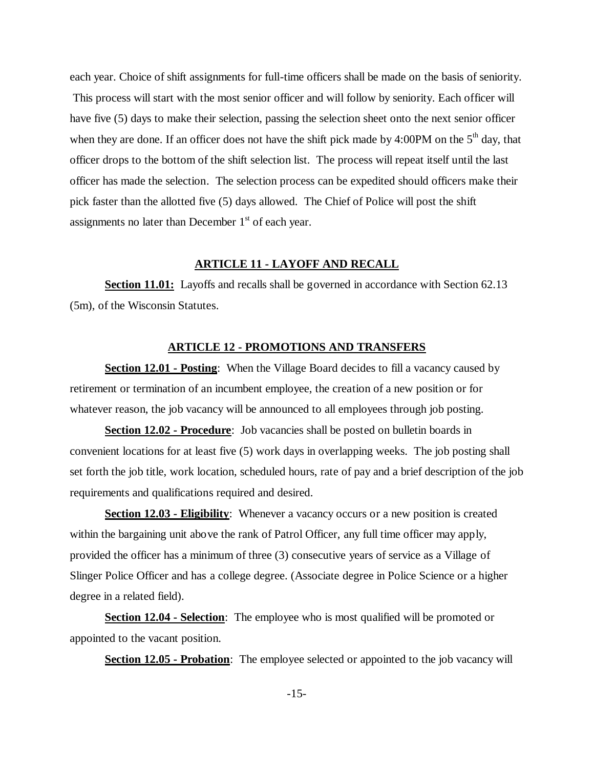each year. Choice of shift assignments for full-time officers shall be made on the basis of seniority. This process will start with the most senior officer and will follow by seniority. Each officer will have five (5) days to make their selection, passing the selection sheet onto the next senior officer when they are done. If an officer does not have the shift pick made by 4:00PM on the 5th day, that officer drops to the bottom of the shift selection list. The process will repeat itself until the last officer has made the selection. The selection process can be expedited should officers make their pick faster than the allotted five (5) days allowed. The Chief of Police will post the shift assignments no later than December 1st of each year.

## ARTICLE 11 - LAYOFF AND RECALL

**Section 11.01:** Layoffs and recalls shall be governed in accordance with Section 62.13 (5m), of the Wisconsin Statutes.

## ARTICLE 12 - PROMOTIONS AND TRANSFERS

**Section 12.01 - Posting**: When the Village Board decides to fill a vacancy caused by retirement or termination of an incumbent employee, the creation of a new position or for whatever reason, the job vacancy will be announced to all employees through job posting.

**Section 12.02 - Procedure**: Job vacancies shall be posted on bulletin boards in convenient locations for at least five (5) work days in overlapping weeks. The job posting shall set forth the job title, work location, scheduled hours, rate of pay and a brief description of the job requirements and qualifications required and desired.

**Section 12.03 - Eligibility**: Whenever a vacancy occurs or a new position is created within the bargaining unit above the rank of Patrol Officer, any full time officer may apply, provided the officer has a minimum of three (3) consecutive years of service as a Village of Slinger Police Officer and has a college degree. (Associate degree in Police Science or a higher degree in a related field).

**Section 12.04 - Selection**: The employee who is most qualified will be promoted or appointed to the vacant position.

**Section 12.05 - Probation**: The employee selected or appointed to the job vacancy will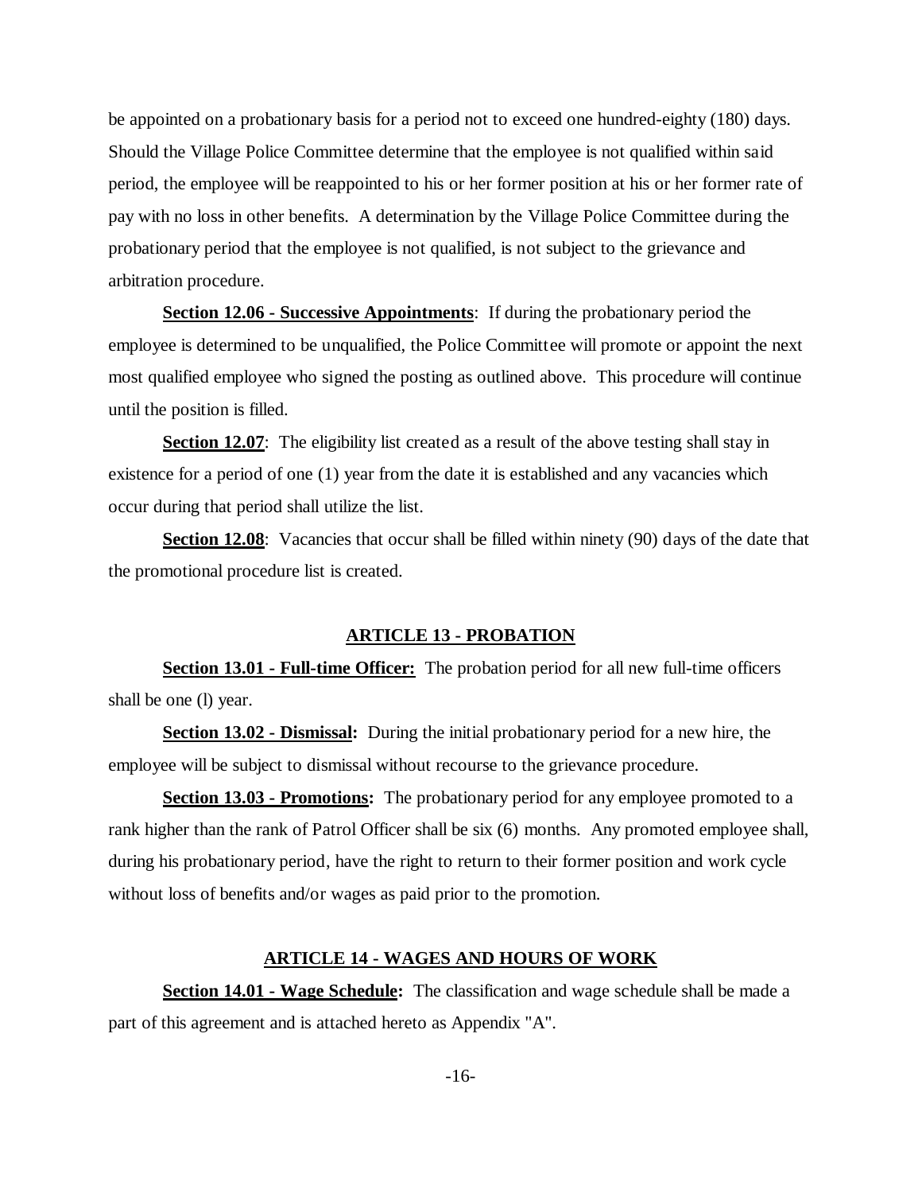be appointed on a probationary basis for a period not to exceed one hundred-eighty (180) days. Should the Village Police Committee determine that the employee is not qualified within said period, the employee will be reappointed to his or her former position at his or her former rate of pay with no loss in other benefits. A determination by the Village Police Committee during the probationary period that the employee is not qualified, is not subject to the grievance and arbitration procedure.

**Section 12.06 - Successive Appointments**: If during the probationary period the employee is determined to be unqualified, the Police Committee will promote or appoint the next most qualified employee who signed the posting as outlined above. This procedure will continue until the position is filled.

**Section 12.07**: The eligibility list created as a result of the above testing shall stay in existence for a period of one (1) year from the date it is established and any vacancies which occur during that period shall utilize the list.

**Section 12.08**: Vacancies that occur shall be filled within ninety (90) days of the date that the promotional procedure list is created.

## ARTICLE 13 - PROBATION

**Section 13.01 - Full-time Officer:** The probation period for all new full-time officers shall be one (l) year.

**Section 13.02 - Dismissal:** During the initial probationary period for a new hire, the employee will be subject to dismissal without recourse to the grievance procedure.

**Section 13.03 - Promotions:** The probationary period for any employee promoted to a rank higher than the rank of Patrol Officer shall be six (6) months. Any promoted employee shall, during his probationary period, have the right to return to their former position and work cycle without loss of benefits and/or wages as paid prior to the promotion.

## ARTICLE 14 - WAGES AND HOURS OF WORK

**Section 14.01 - Wage Schedule:** The classification and wage schedule shall be made a part of this agreement and is attached hereto as Appendix "A".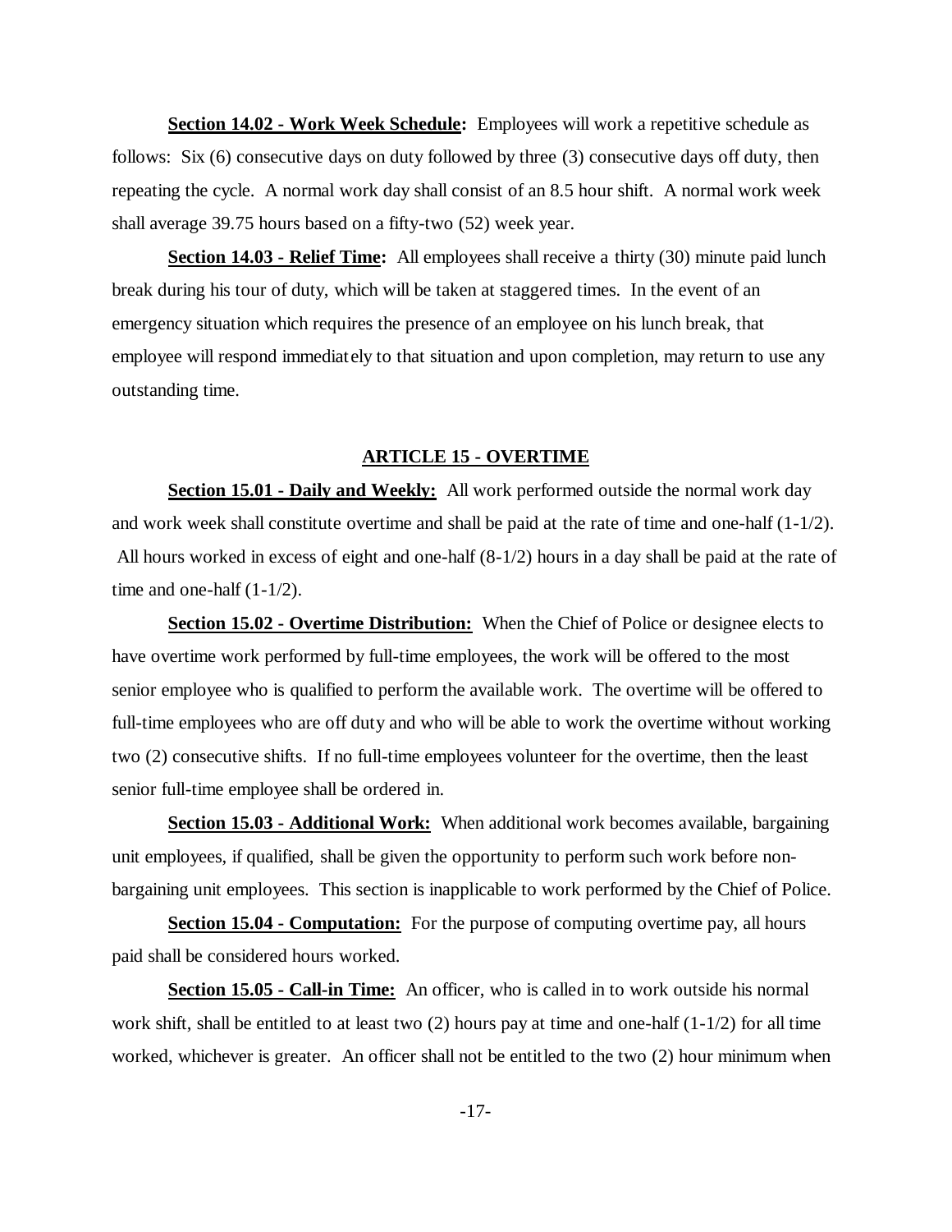**Section 14.02 - Work Week Schedule:** Employees will work a repetitive schedule as follows: Six (6) consecutive days on duty followed by three (3) consecutive days off duty, then repeating the cycle. A normal work day shall consist of an 8.5 hour shift. A normal work week shall average 39.75 hours based on a fifty-two (52) week year.

**Section 14.03 - Relief Time:** All employees shall receive a thirty (30) minute paid lunch break during his tour of duty, which will be taken at staggered times. In the event of an emergency situation which requires the presence of an employee on his lunch break, that employee will respond immediately to that situation and upon completion, may return to use any outstanding time.

## ARTICLE 15 - OVERTIME

**Section 15.01 - Daily and Weekly:** All work performed outside the normal work day and work week shall constitute overtime and shall be paid at the rate of time and one-half (1-1/2). All hours worked in excess of eight and one-half (8-1/2) hours in a day shall be paid at the rate of time and one-half (1-1/2).

**Section 15.02 - Overtime Distribution:** When the Chief of Police or designee elects to have overtime work performed by full-time employees, the work will be offered to the most senior employee who is qualified to perform the available work. The overtime will be offered to full-time employees who are off duty and who will be able to work the overtime without working two (2) consecutive shifts. If no full-time employees volunteer for the overtime, then the least senior full-time employee shall be ordered in.

**Section 15.03 - Additional Work:** When additional work becomes available, bargaining unit employees, if qualified, shall be given the opportunity to perform such work before non-bargaining unit employees. This section is inapplicable to work performed by the Chief of Police.

**Section 15.04 - Computation:** For the purpose of computing overtime pay, all hours paid shall be considered hours worked.

**Section 15.05 - Call-in Time:** An officer, who is called in to work outside his normal work shift, shall be entitled to at least two (2) hours pay at time and one-half (1-1/2) for all time worked, whichever is greater. An officer shall not be entitled to the two (2) hour minimum when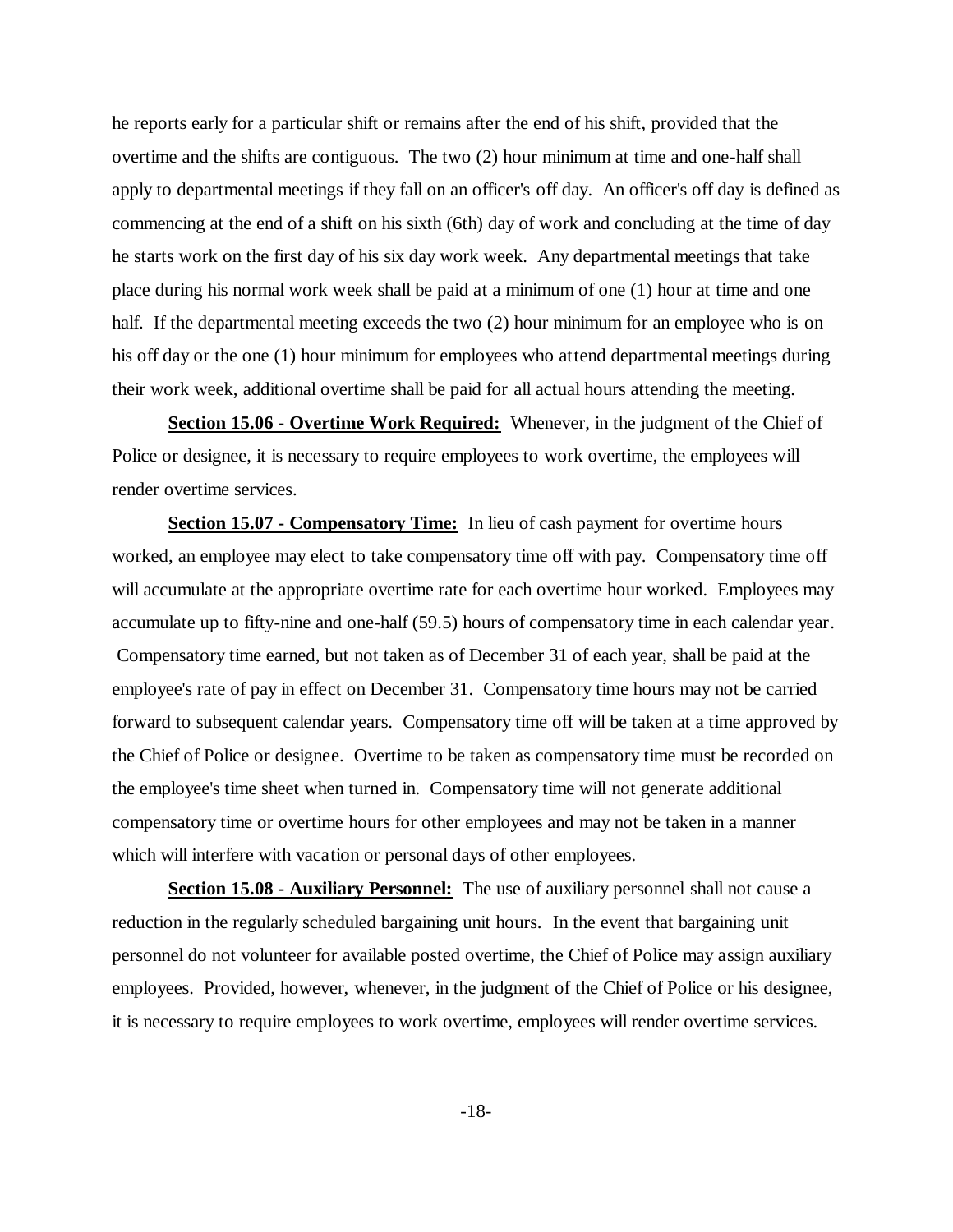he reports early for a particular shift or remains after the end of his shift, provided that the overtime and the shifts are contiguous. The two (2) hour minimum at time and one-half shall apply to departmental meetings if they fall on an officer's off day. An officer's off day is defined as commencing at the end of a shift on his sixth (6th) day of work and concluding at the time of day he starts work on the first day of his six day work week. Any departmental meetings that take place during his normal work week shall be paid at a minimum of one (1) hour at time and one half. If the departmental meeting exceeds the two (2) hour minimum for an employee who is on his off day or the one (1) hour minimum for employees who attend departmental meetings during their work week, additional overtime shall be paid for all actual hours attending the meeting.

**Section 15.06 - Overtime Work Required:** Whenever, in the judgment of the Chief of Police or designee, it is necessary to require employees to work overtime, the employees will render overtime services.

**Section 15.07 - Compensatory Time:** In lieu of cash payment for overtime hours worked, an employee may elect to take compensatory time off with pay. Compensatory time off will accumulate at the appropriate overtime rate for each overtime hour worked. Employees may accumulate up to fifty-nine and one-half (59.5) hours of compensatory time in each calendar year. Compensatory time earned, but not taken as of December 31 of each year, shall be paid at the employee's rate of pay in effect on December 31. Compensatory time hours may not be carried forward to subsequent calendar years. Compensatory time off will be taken at a time approved by the Chief of Police or designee. Overtime to be taken as compensatory time must be recorded on the employee's time sheet when turned in. Compensatory time will not generate additional compensatory time or overtime hours for other employees and may not be taken in a manner which will interfere with vacation or personal days of other employees.

**Section 15.08 - Auxiliary Personnel:** The use of auxiliary personnel shall not cause a reduction in the regularly scheduled bargaining unit hours. In the event that bargaining unit personnel do not volunteer for available posted overtime, the Chief of Police may assign auxiliary employees. Provided, however, whenever, in the judgment of the Chief of Police or his designee, it is necessary to require employees to work overtime, employees will render overtime services.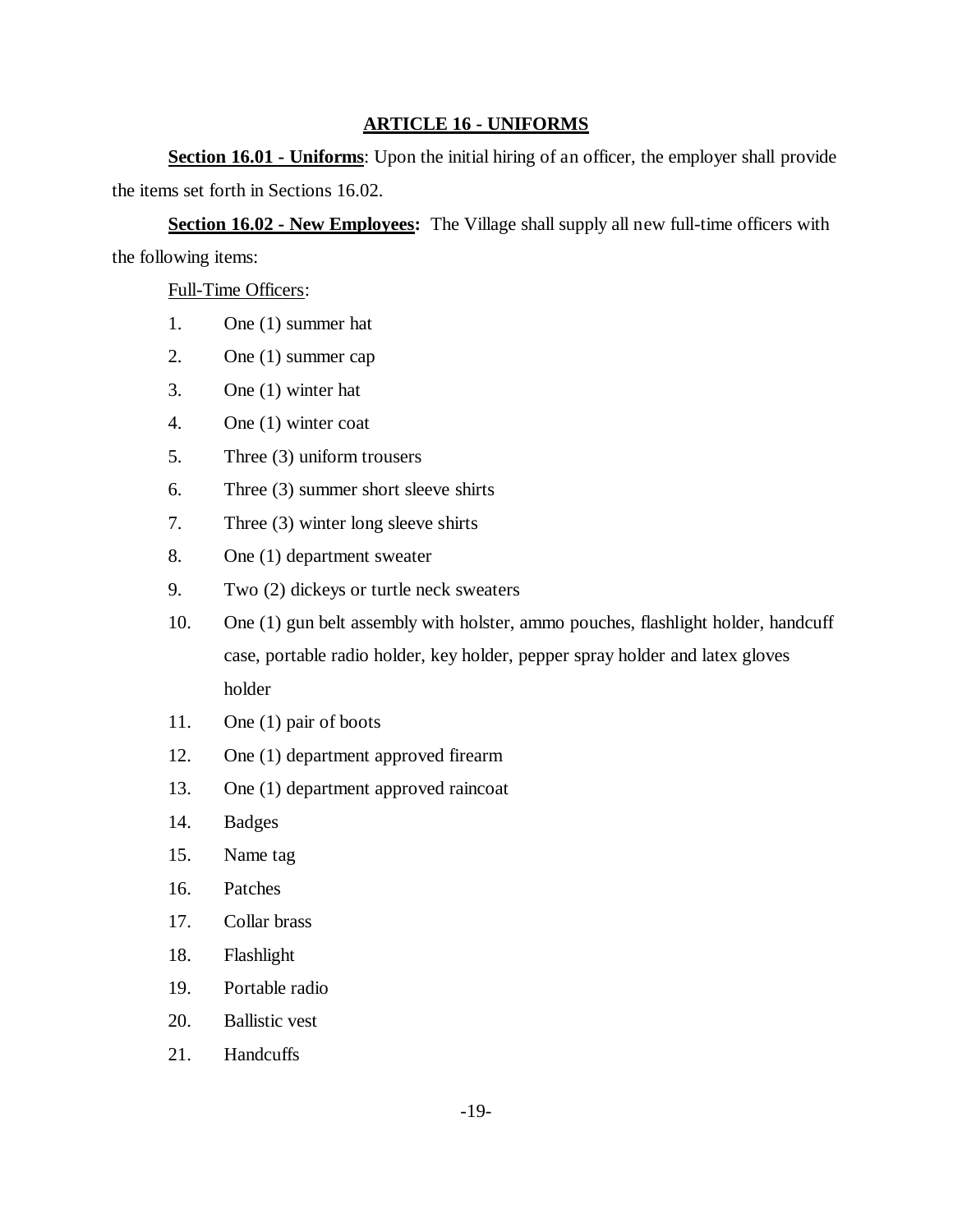## ARTICLE 16 - UNIFORMS

**Section 16.01 - Uniforms**: Upon the initial hiring of an officer, the employer shall provide the items set forth in Sections 16.02.

**Section 16.02 - New Employees:** The Village shall supply all new full-time officers with the following items:

Full-Time Officers:

1. One (1) summer hat
2. One (1) summer cap
3. One (1) winter hat
4. One (1) winter coat
5. Three (3) uniform trousers
6. Three (3) summer short sleeve shirts
7. Three (3) winter long sleeve shirts
8. One (1) department sweater
9. Two (2) dickeys or turtle neck sweaters
10. One (1) gun belt assembly with holster, ammo pouches, flashlight holder, handcuff case, portable radio holder, key holder, pepper spray holder and latex gloves holder
11. One (1) pair of boots
12. One (1) department approved firearm
13. One (1) department approved raincoat
14. Badges
15. Name tag
16. Patches
17. Collar brass
18. Flashlight
19. Portable radio
20. Ballistic vest
21. Handcuffs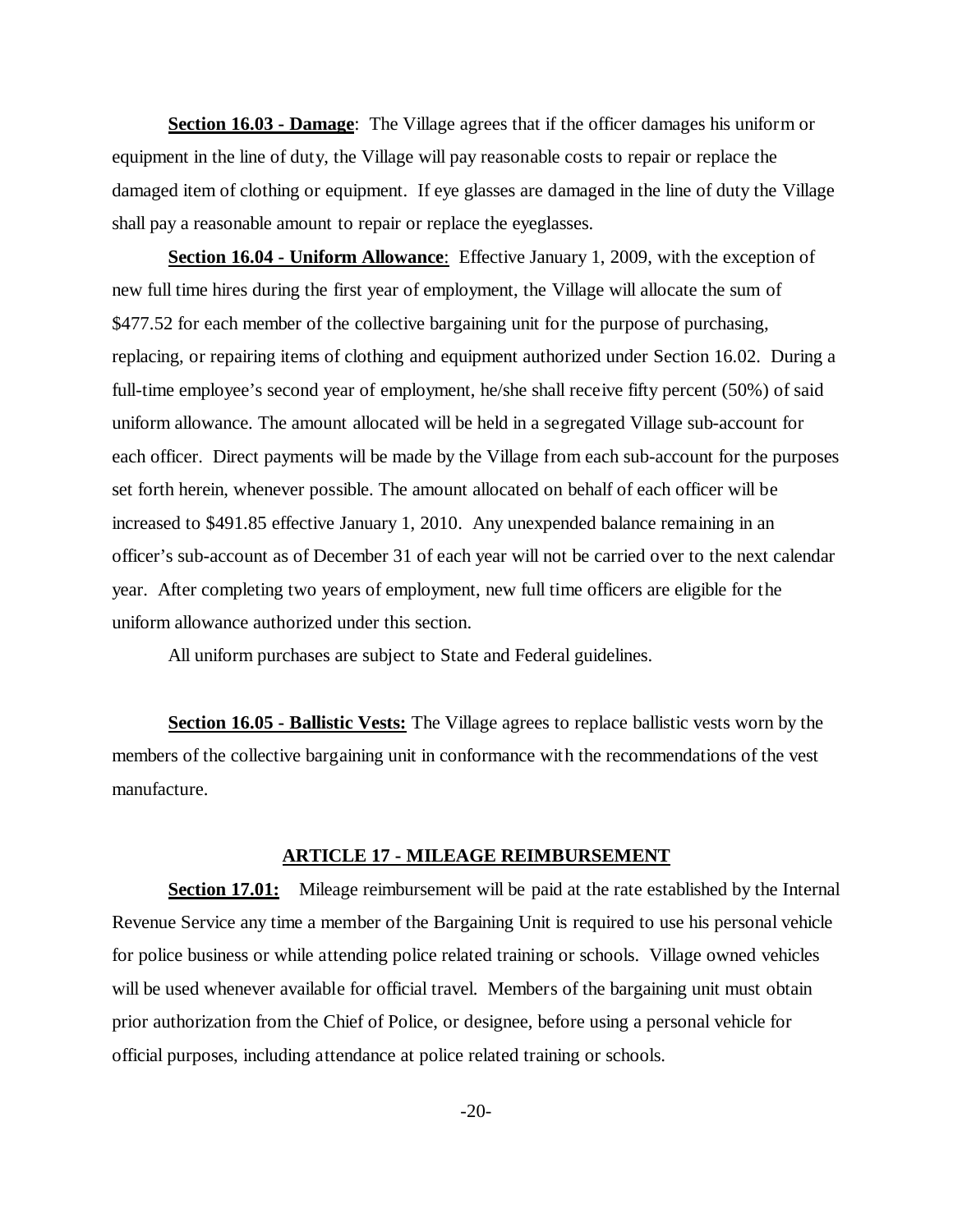**Section 16.03 - Damage**: The Village agrees that if the officer damages his uniform or equipment in the line of duty, the Village will pay reasonable costs to repair or replace the damaged item of clothing or equipment. If eye glasses are damaged in the line of duty the Village shall pay a reasonable amount to repair or replace the eyeglasses.

**Section 16.04 - Uniform Allowance**: Effective January 1, 2009, with the exception of new full time hires during the first year of employment, the Village will allocate the sum of $477.52 for each member of the collective bargaining unit for the purpose of purchasing, replacing, or repairing items of clothing and equipment authorized under Section 16.02. During a full-time employee's second year of employment, he/she shall receive fifty percent (50%) of said uniform allowance. The amount allocated will be held in a segregated Village sub-account for each officer. Direct payments will be made by the Village from each sub-account for the purposes set forth herein, whenever possible. The amount allocated on behalf of each officer will be increased to $491.85 effective January 1, 2010. Any unexpended balance remaining in an officer's sub-account as of December 31 of each year will not be carried over to the next calendar year. After completing two years of employment, new full time officers are eligible for the uniform allowance authorized under this section.

All uniform purchases are subject to State and Federal guidelines.

**Section 16.05 - Ballistic Vests:** The Village agrees to replace ballistic vests worn by the members of the collective bargaining unit in conformance with the recommendations of the vest manufacture.

## ARTICLE 17 - MILEAGE REIMBURSEMENT

**Section 17.01:** Mileage reimbursement will be paid at the rate established by the Internal Revenue Service any time a member of the Bargaining Unit is required to use his personal vehicle for police business or while attending police related training or schools. Village owned vehicles will be used whenever available for official travel. Members of the bargaining unit must obtain prior authorization from the Chief of Police, or designee, before using a personal vehicle for official purposes, including attendance at police related training or schools.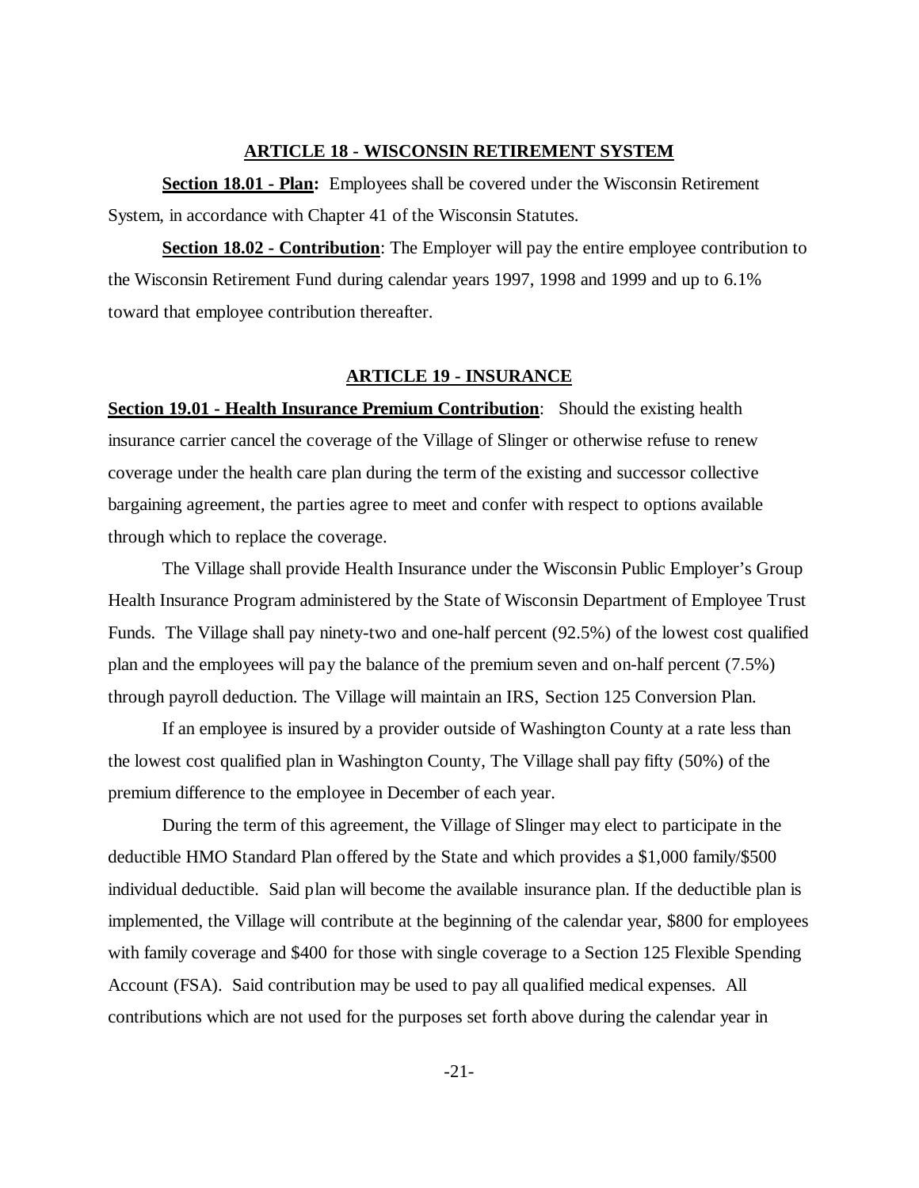## ARTICLE 18 - WISCONSIN RETIREMENT SYSTEM

**Section 18.01 - Plan:** Employees shall be covered under the Wisconsin Retirement System, in accordance with Chapter 41 of the Wisconsin Statutes.

**Section 18.02 - Contribution**: The Employer will pay the entire employee contribution to the Wisconsin Retirement Fund during calendar years 1997, 1998 and 1999 and up to 6.1% toward that employee contribution thereafter.

## ARTICLE 19 - INSURANCE

**Section 19.01 - Health Insurance Premium Contribution**: Should the existing health insurance carrier cancel the coverage of the Village of Slinger or otherwise refuse to renew coverage under the health care plan during the term of the existing and successor collective bargaining agreement, the parties agree to meet and confer with respect to options available through which to replace the coverage.

The Village shall provide Health Insurance under the Wisconsin Public Employer's Group Health Insurance Program administered by the State of Wisconsin Department of Employee Trust Funds. The Village shall pay ninety-two and one-half percent (92.5%) of the lowest cost qualified plan and the employees will pay the balance of the premium seven and on-half percent (7.5%) through payroll deduction. The Village will maintain an IRS, Section 125 Conversion Plan.

If an employee is insured by a provider outside of Washington County at a rate less than the lowest cost qualified plan in Washington County, The Village shall pay fifty (50%) of the premium difference to the employee in December of each year.

During the term of this agreement, the Village of Slinger may elect to participate in the deductible HMO Standard Plan offered by the State and which provides a $1,000 family/$500 individual deductible. Said plan will become the available insurance plan. If the deductible plan is implemented, the Village will contribute at the beginning of the calendar year, $800 for employees with family coverage and $400 for those with single coverage to a Section 125 Flexible Spending Account (FSA). Said contribution may be used to pay all qualified medical expenses. All contributions which are not used for the purposes set forth above during the calendar year in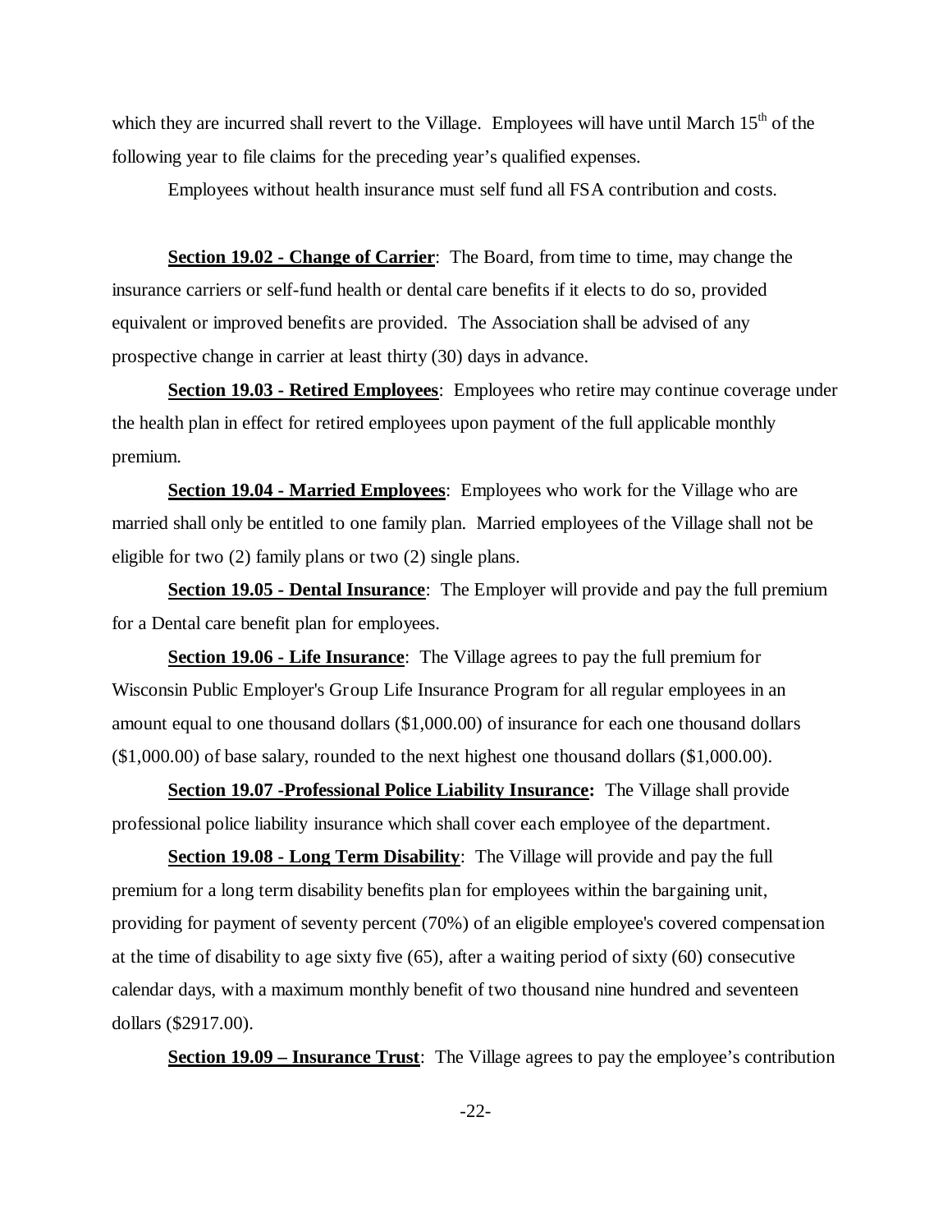which they are incurred shall revert to the Village. Employees will have until March 15th of the following year to file claims for the preceding year's qualified expenses.

Employees without health insurance must self fund all FSA contribution and costs.

**Section 19.02 - Change of Carrier**: The Board, from time to time, may change the insurance carriers or self-fund health or dental care benefits if it elects to do so, provided equivalent or improved benefits are provided. The Association shall be advised of any prospective change in carrier at least thirty (30) days in advance.

**Section 19.03 - Retired Employees**: Employees who retire may continue coverage under the health plan in effect for retired employees upon payment of the full applicable monthly premium.

**Section 19.04 - Married Employees**: Employees who work for the Village who are married shall only be entitled to one family plan. Married employees of the Village shall not be eligible for two (2) family plans or two (2) single plans.

**Section 19.05 - Dental Insurance**: The Employer will provide and pay the full premium for a Dental care benefit plan for employees.

**Section 19.06 - Life Insurance**: The Village agrees to pay the full premium for Wisconsin Public Employer's Group Life Insurance Program for all regular employees in an amount equal to one thousand dollars ($1,000.00) of insurance for each one thousand dollars ($1,000.00) of base salary, rounded to the next highest one thousand dollars ($1,000.00).

**Section 19.07 -Professional Police Liability Insurance:** The Village shall provide professional police liability insurance which shall cover each employee of the department.

**Section 19.08 - Long Term Disability**: The Village will provide and pay the full premium for a long term disability benefits plan for employees within the bargaining unit, providing for payment of seventy percent (70%) of an eligible employee's covered compensation at the time of disability to age sixty five (65), after a waiting period of sixty (60) consecutive calendar days, with a maximum monthly benefit of two thousand nine hundred and seventeen dollars ($2917.00).

**Section 19.09 – Insurance Trust**: The Village agrees to pay the employee's contribution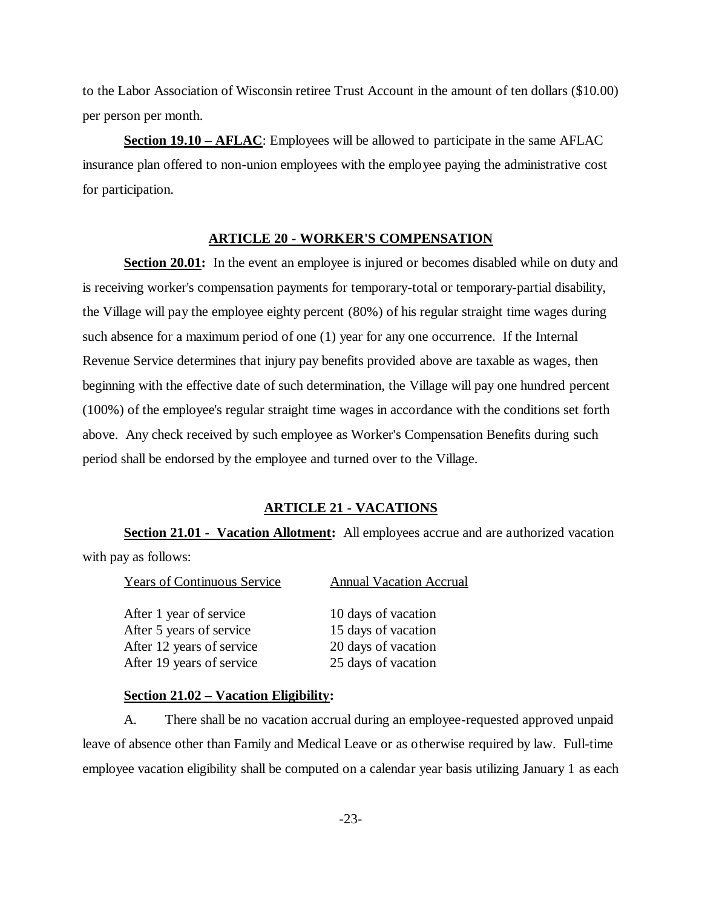to the Labor Association of Wisconsin retiree Trust Account in the amount of ten dollars ($10.00) per person per month.

**Section 19.10 – AFLAC**: Employees will be allowed to participate in the same AFLAC insurance plan offered to non-union employees with the employee paying the administrative cost for participation.

## ARTICLE 20 - WORKER'S COMPENSATION

**Section 20.01:** In the event an employee is injured or becomes disabled while on duty and is receiving worker's compensation payments for temporary-total or temporary-partial disability, the Village will pay the employee eighty percent (80%) of his regular straight time wages during such absence for a maximum period of one (1) year for any one occurrence. If the Internal Revenue Service determines that injury pay benefits provided above are taxable as wages, then beginning with the effective date of such determination, the Village will pay one hundred percent (100%) of the employee's regular straight time wages in accordance with the conditions set forth above. Any check received by such employee as Worker's Compensation Benefits during such period shall be endorsed by the employee and turned over to the Village.

## ARTICLE 21 - VACATIONS

**Section 21.01 - Vacation Allotment:** All employees accrue and are authorized vacation with pay as follows:

| Years of Continuous Service | Annual Vacation Accrual |
|---|---|
| After 1 year of service | 10 days of vacation |
| After 5 years of service | 15 days of vacation |
| After 12 years of service | 20 days of vacation |
| After 19 years of service | 25 days of vacation |

**Section 21.02 – Vacation Eligibility:**

A. There shall be no vacation accrual during an employee-requested approved unpaid leave of absence other than Family and Medical Leave or as otherwise required by law. Full-time employee vacation eligibility shall be computed on a calendar year basis utilizing January 1 as each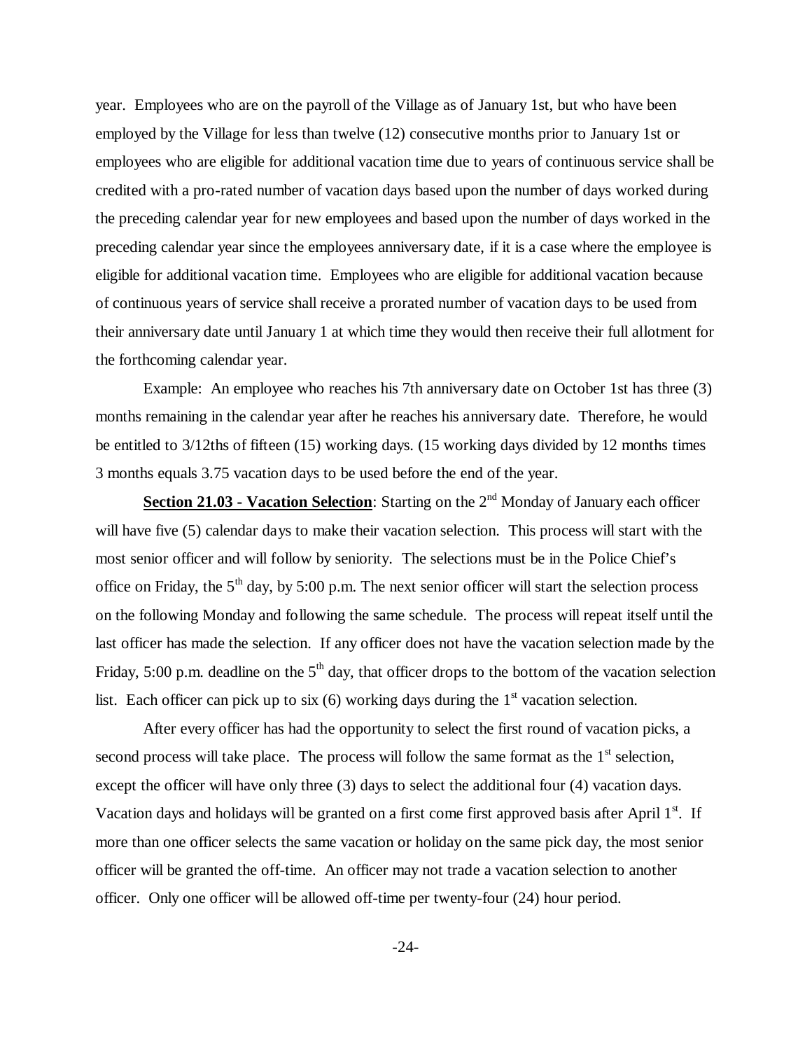year. Employees who are on the payroll of the Village as of January 1st, but who have been employed by the Village for less than twelve (12) consecutive months prior to January 1st or employees who are eligible for additional vacation time due to years of continuous service shall be credited with a pro-rated number of vacation days based upon the number of days worked during the preceding calendar year for new employees and based upon the number of days worked in the preceding calendar year since the employees anniversary date, if it is a case where the employee is eligible for additional vacation time. Employees who are eligible for additional vacation because of continuous years of service shall receive a prorated number of vacation days to be used from their anniversary date until January 1 at which time they would then receive their full allotment for the forthcoming calendar year.

Example: An employee who reaches his 7th anniversary date on October 1st has three (3) months remaining in the calendar year after he reaches his anniversary date. Therefore, he would be entitled to 3/12ths of fifteen (15) working days. (15 working days divided by 12 months times 3 months equals 3.75 vacation days to be used before the end of the year.

**Section 21.03 - Vacation Selection**: Starting on the 2nd Monday of January each officer will have five (5) calendar days to make their vacation selection. This process will start with the most senior officer and will follow by seniority. The selections must be in the Police Chief's office on Friday, the 5th day, by 5:00 p.m. The next senior officer will start the selection process on the following Monday and following the same schedule. The process will repeat itself until the last officer has made the selection. If any officer does not have the vacation selection made by the Friday, 5:00 p.m. deadline on the 5th day, that officer drops to the bottom of the vacation selection list. Each officer can pick up to six (6) working days during the 1st vacation selection.

After every officer has had the opportunity to select the first round of vacation picks, a second process will take place. The process will follow the same format as the 1st selection, except the officer will have only three (3) days to select the additional four (4) vacation days. Vacation days and holidays will be granted on a first come first approved basis after April 1st. If more than one officer selects the same vacation or holiday on the same pick day, the most senior officer will be granted the off-time. An officer may not trade a vacation selection to another officer. Only one officer will be allowed off-time per twenty-four (24) hour period.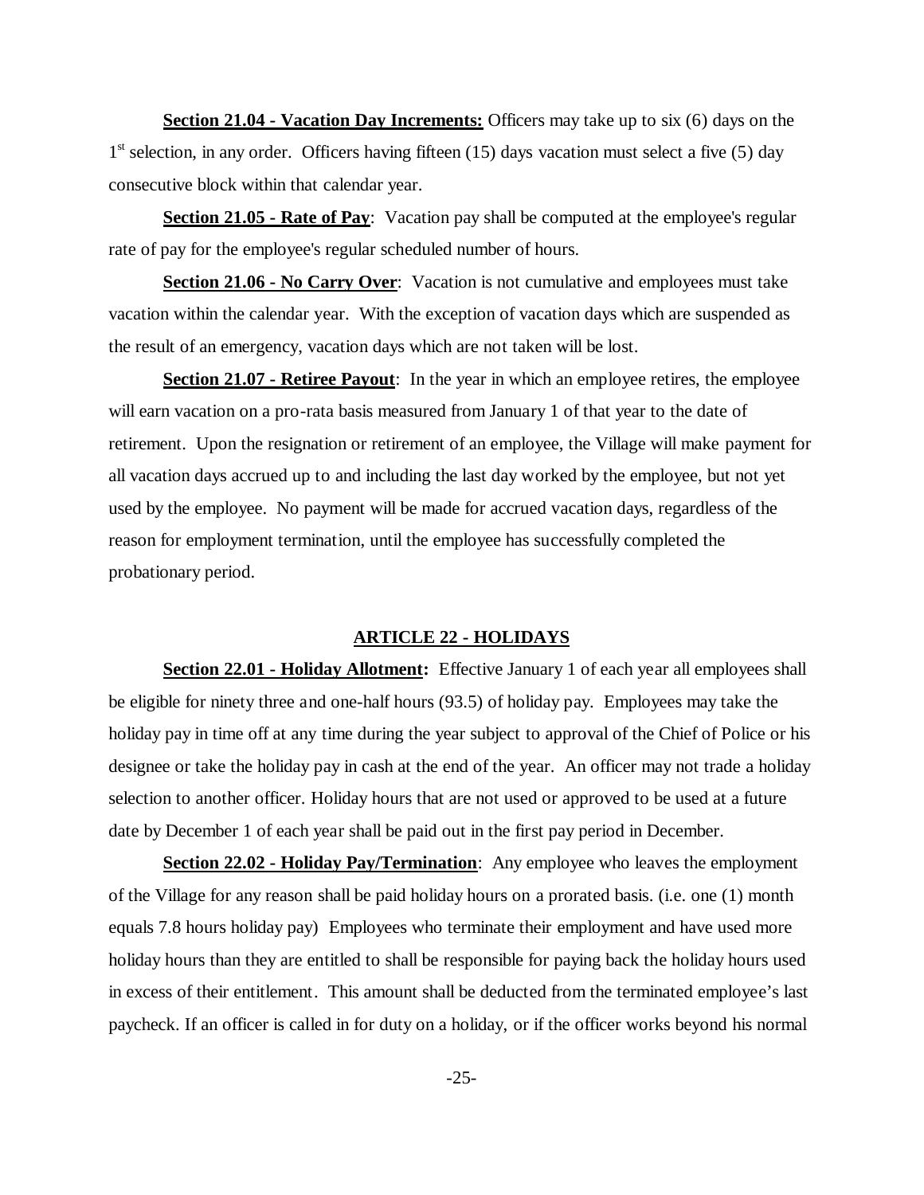**Section 21.04 - Vacation Day Increments:** Officers may take up to six (6) days on the 1st selection, in any order. Officers having fifteen (15) days vacation must select a five (5) day consecutive block within that calendar year.

**Section 21.05 - Rate of Pay**: Vacation pay shall be computed at the employee's regular rate of pay for the employee's regular scheduled number of hours.

**Section 21.06 - No Carry Over**: Vacation is not cumulative and employees must take vacation within the calendar year. With the exception of vacation days which are suspended as the result of an emergency, vacation days which are not taken will be lost.

**Section 21.07 - Retiree Payout**: In the year in which an employee retires, the employee will earn vacation on a pro-rata basis measured from January 1 of that year to the date of retirement. Upon the resignation or retirement of an employee, the Village will make payment for all vacation days accrued up to and including the last day worked by the employee, but not yet used by the employee. No payment will be made for accrued vacation days, regardless of the reason for employment termination, until the employee has successfully completed the probationary period.

## ARTICLE 22 - HOLIDAYS

**Section 22.01 - Holiday Allotment:** Effective January 1 of each year all employees shall be eligible for ninety three and one-half hours (93.5) of holiday pay. Employees may take the holiday pay in time off at any time during the year subject to approval of the Chief of Police or his designee or take the holiday pay in cash at the end of the year. An officer may not trade a holiday selection to another officer. Holiday hours that are not used or approved to be used at a future date by December 1 of each year shall be paid out in the first pay period in December.

**Section 22.02 - Holiday Pay/Termination**: Any employee who leaves the employment of the Village for any reason shall be paid holiday hours on a prorated basis. (i.e. one (1) month equals 7.8 hours holiday pay) Employees who terminate their employment and have used more holiday hours than they are entitled to shall be responsible for paying back the holiday hours used in excess of their entitlement. This amount shall be deducted from the terminated employee's last paycheck. If an officer is called in for duty on a holiday, or if the officer works beyond his normal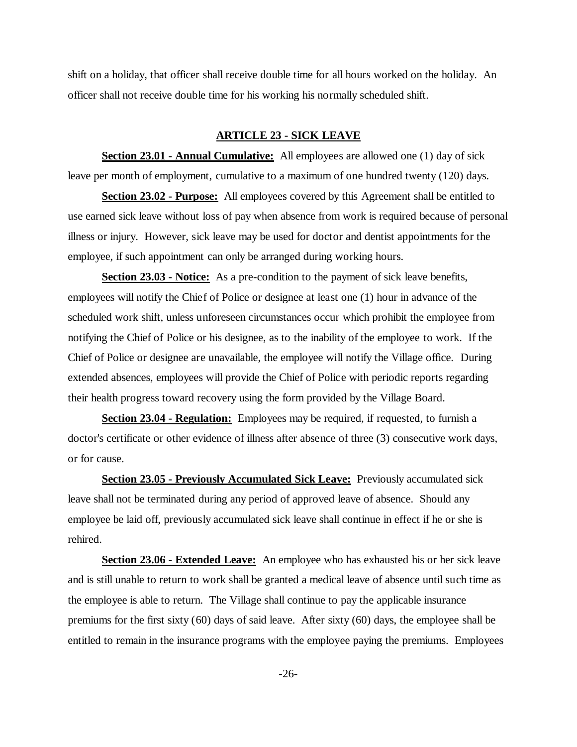shift on a holiday, that officer shall receive double time for all hours worked on the holiday. An officer shall not receive double time for his working his normally scheduled shift.

## ARTICLE 23 - SICK LEAVE

**Section 23.01 - Annual Cumulative:** All employees are allowed one (1) day of sick leave per month of employment, cumulative to a maximum of one hundred twenty (120) days.

**Section 23.02 - Purpose:** All employees covered by this Agreement shall be entitled to use earned sick leave without loss of pay when absence from work is required because of personal illness or injury. However, sick leave may be used for doctor and dentist appointments for the employee, if such appointment can only be arranged during working hours.

**Section 23.03 - Notice:** As a pre-condition to the payment of sick leave benefits, employees will notify the Chief of Police or designee at least one (1) hour in advance of the scheduled work shift, unless unforeseen circumstances occur which prohibit the employee from notifying the Chief of Police or his designee, as to the inability of the employee to work. If the Chief of Police or designee are unavailable, the employee will notify the Village office. During extended absences, employees will provide the Chief of Police with periodic reports regarding their health progress toward recovery using the form provided by the Village Board.

**Section 23.04 - Regulation:** Employees may be required, if requested, to furnish a doctor's certificate or other evidence of illness after absence of three (3) consecutive work days, or for cause.

**Section 23.05 - Previously Accumulated Sick Leave:** Previously accumulated sick leave shall not be terminated during any period of approved leave of absence. Should any employee be laid off, previously accumulated sick leave shall continue in effect if he or she is rehired.

**Section 23.06 - Extended Leave:** An employee who has exhausted his or her sick leave and is still unable to return to work shall be granted a medical leave of absence until such time as the employee is able to return. The Village shall continue to pay the applicable insurance premiums for the first sixty (60) days of said leave. After sixty (60) days, the employee shall be entitled to remain in the insurance programs with the employee paying the premiums. Employees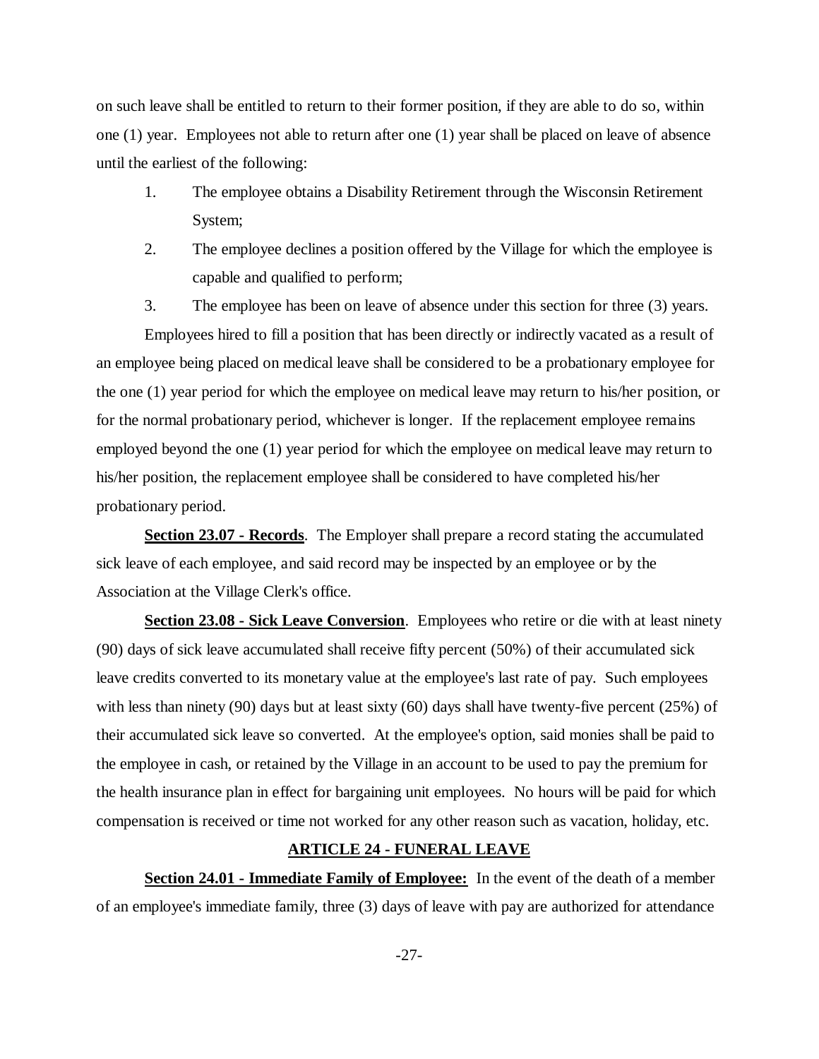on such leave shall be entitled to return to their former position, if they are able to do so, within one (1) year. Employees not able to return after one (1) year shall be placed on leave of absence until the earliest of the following:

1. The employee obtains a Disability Retirement through the Wisconsin Retirement System;
2. The employee declines a position offered by the Village for which the employee is capable and qualified to perform;
3. The employee has been on leave of absence under this section for three (3) years.

Employees hired to fill a position that has been directly or indirectly vacated as a result of an employee being placed on medical leave shall be considered to be a probationary employee for the one (1) year period for which the employee on medical leave may return to his/her position, or for the normal probationary period, whichever is longer. If the replacement employee remains employed beyond the one (1) year period for which the employee on medical leave may return to his/her position, the replacement employee shall be considered to have completed his/her probationary period.

**Section 23.07 - Records**. The Employer shall prepare a record stating the accumulated sick leave of each employee, and said record may be inspected by an employee or by the Association at the Village Clerk's office.

**Section 23.08 - Sick Leave Conversion**. Employees who retire or die with at least ninety (90) days of sick leave accumulated shall receive fifty percent (50%) of their accumulated sick leave credits converted to its monetary value at the employee's last rate of pay. Such employees with less than ninety (90) days but at least sixty (60) days shall have twenty-five percent (25%) of their accumulated sick leave so converted. At the employee's option, said monies shall be paid to the employee in cash, or retained by the Village in an account to be used to pay the premium for the health insurance plan in effect for bargaining unit employees. No hours will be paid for which compensation is received or time not worked for any other reason such as vacation, holiday, etc.

## ARTICLE 24 - FUNERAL LEAVE

**Section 24.01 - Immediate Family of Employee:** In the event of the death of a member of an employee's immediate family, three (3) days of leave with pay are authorized for attendance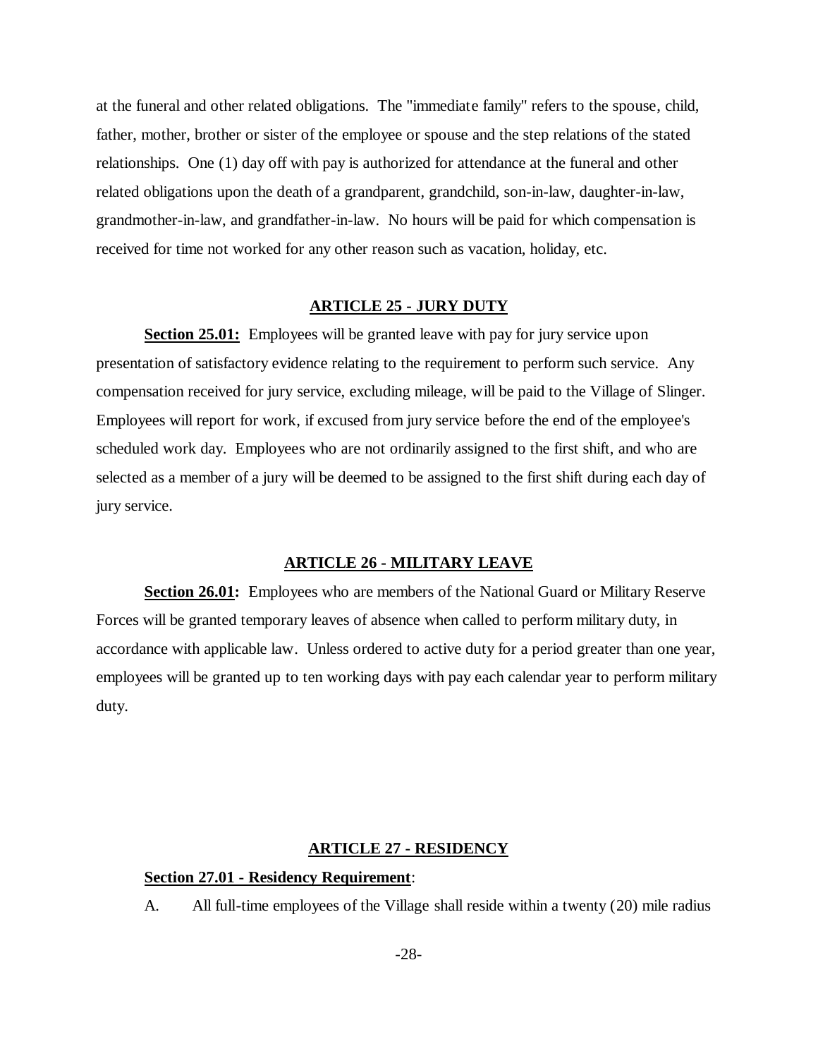at the funeral and other related obligations. The "immediate family" refers to the spouse, child, father, mother, brother or sister of the employee or spouse and the step relations of the stated relationships. One (1) day off with pay is authorized for attendance at the funeral and other related obligations upon the death of a grandparent, grandchild, son-in-law, daughter-in-law, grandmother-in-law, and grandfather-in-law. No hours will be paid for which compensation is received for time not worked for any other reason such as vacation, holiday, etc.

## ARTICLE 25 - JURY DUTY

**Section 25.01:** Employees will be granted leave with pay for jury service upon presentation of satisfactory evidence relating to the requirement to perform such service. Any compensation received for jury service, excluding mileage, will be paid to the Village of Slinger. Employees will report for work, if excused from jury service before the end of the employee's scheduled work day. Employees who are not ordinarily assigned to the first shift, and who are selected as a member of a jury will be deemed to be assigned to the first shift during each day of jury service.

## ARTICLE 26 - MILITARY LEAVE

**Section 26.01:** Employees who are members of the National Guard or Military Reserve Forces will be granted temporary leaves of absence when called to perform military duty, in accordance with applicable law. Unless ordered to active duty for a period greater than one year, employees will be granted up to ten working days with pay each calendar year to perform military duty.

## ARTICLE 27 - RESIDENCY

**Section 27.01 - Residency Requirement**:

A. All full-time employees of the Village shall reside within a twenty (20) mile radius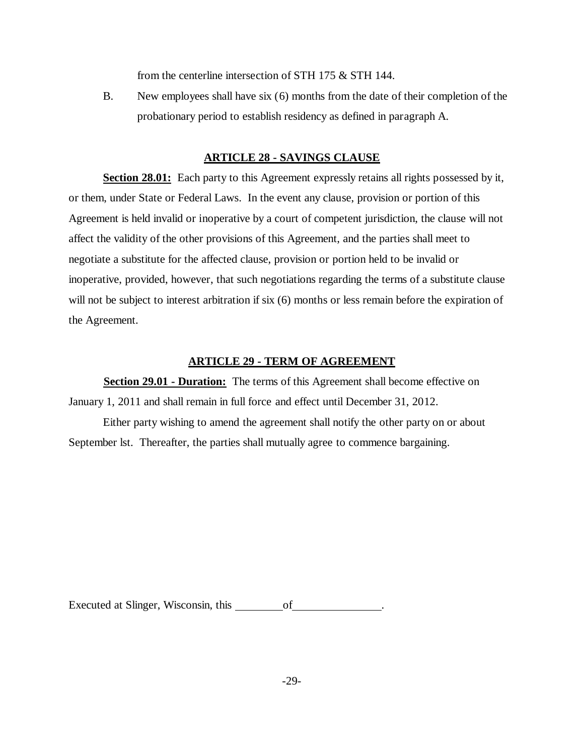from the centerline intersection of STH 175 & STH 144.

B. New employees shall have six (6) months from the date of their completion of the probationary period to establish residency as defined in paragraph A.

## ARTICLE 28 - SAVINGS CLAUSE

**Section 28.01:** Each party to this Agreement expressly retains all rights possessed by it, or them, under State or Federal Laws. In the event any clause, provision or portion of this Agreement is held invalid or inoperative by a court of competent jurisdiction, the clause will not affect the validity of the other provisions of this Agreement, and the parties shall meet to negotiate a substitute for the affected clause, provision or portion held to be invalid or inoperative, provided, however, that such negotiations regarding the terms of a substitute clause will not be subject to interest arbitration if six (6) months or less remain before the expiration of the Agreement.

## ARTICLE 29 - TERM OF AGREEMENT

**Section 29.01 - Duration:** The terms of this Agreement shall become effective on January 1, 2011 and shall remain in full force and effect until December 31, 2012.

Either party wishing to amend the agreement shall notify the other party on or about September lst. Thereafter, the parties shall mutually agree to commence bargaining.

Executed at Slinger, Wisconsin, this ________ of ______________.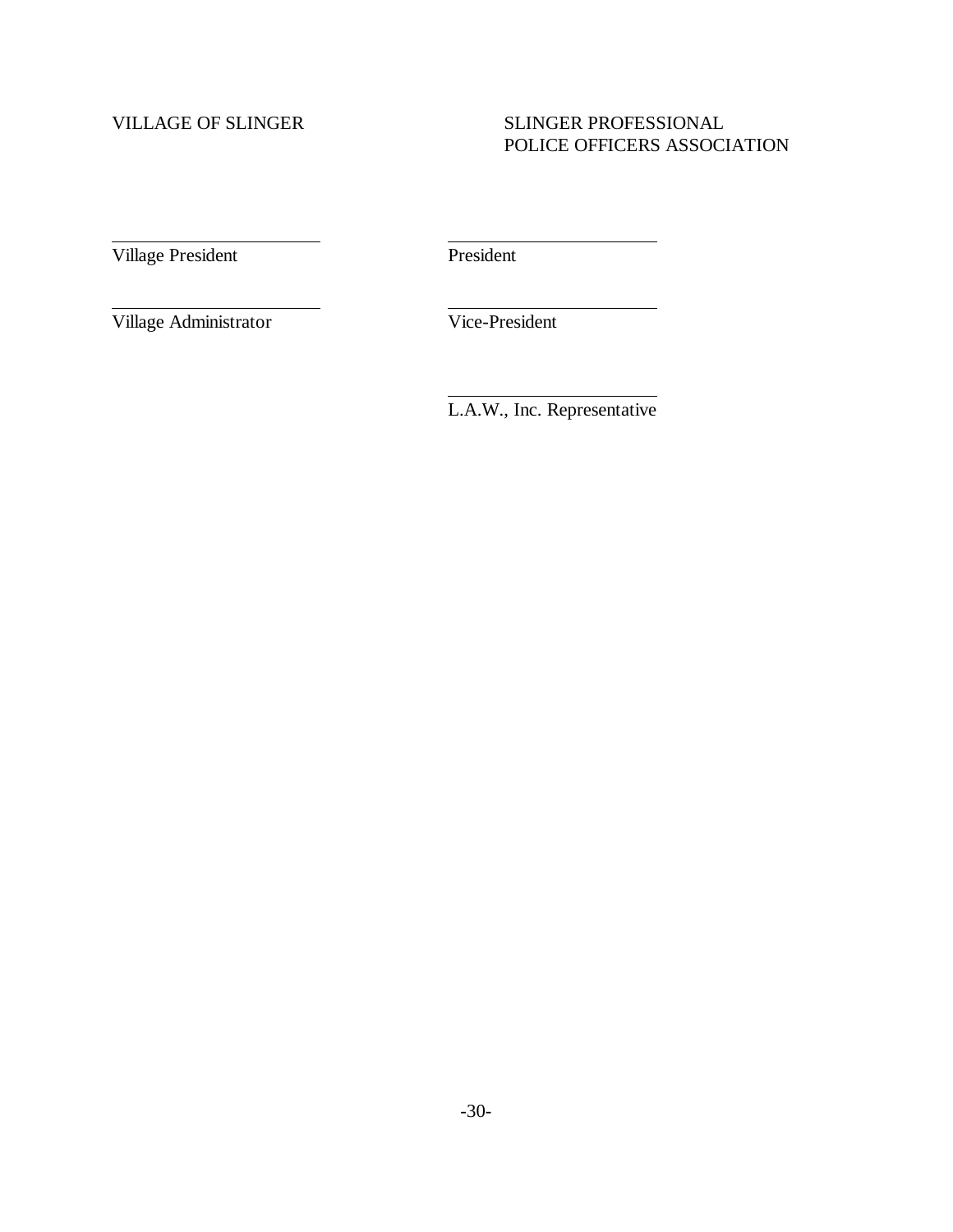| VILLAGE OF SLINGER | SLINGER PROFESSIONAL POLICE OFFICERS ASSOCIATION |
| --- | --- |
| ______________________ | ______________________ |
| Village President | President |
| ______________________ | ______________________ |
| Village Administrator | Vice-President |
| | ______________________ |
| | L.A.W., Inc. Representative |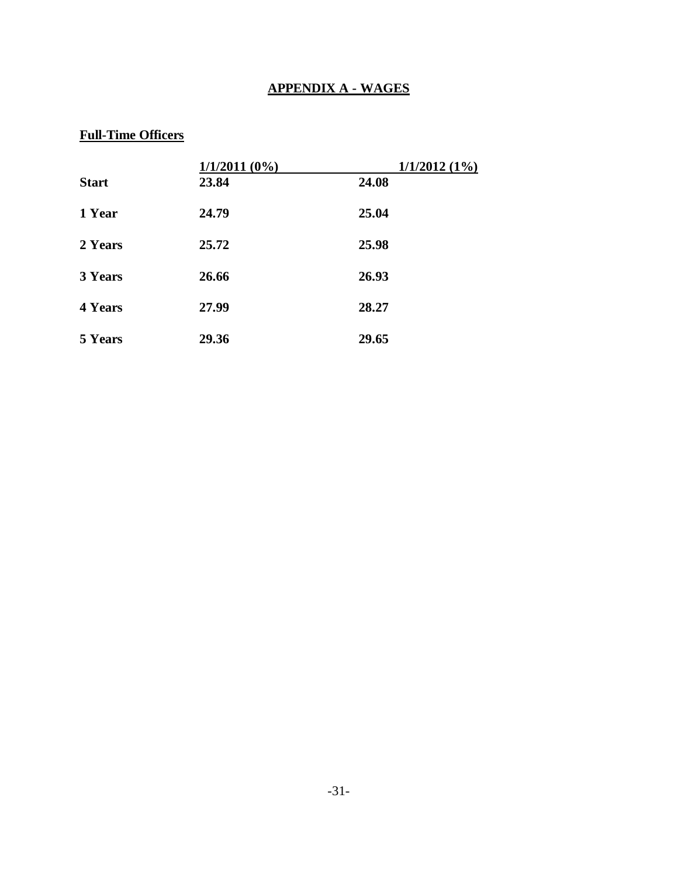# APPENDIX A - WAGES

## Full-Time Officers

| | 1/1/2011 (0%) | 1/1/2012 (1%) |
|---|---|---|
| **Start** | **23.84** | **24.08** |
| **1 Year** | **24.79** | **25.04** |
| **2 Years** | **25.72** | **25.98** |
| **3 Years** | **26.66** | **26.93** |
| **4 Years** | **27.99** | **28.27** |
| **5 Years** | **29.36** | **29.65** |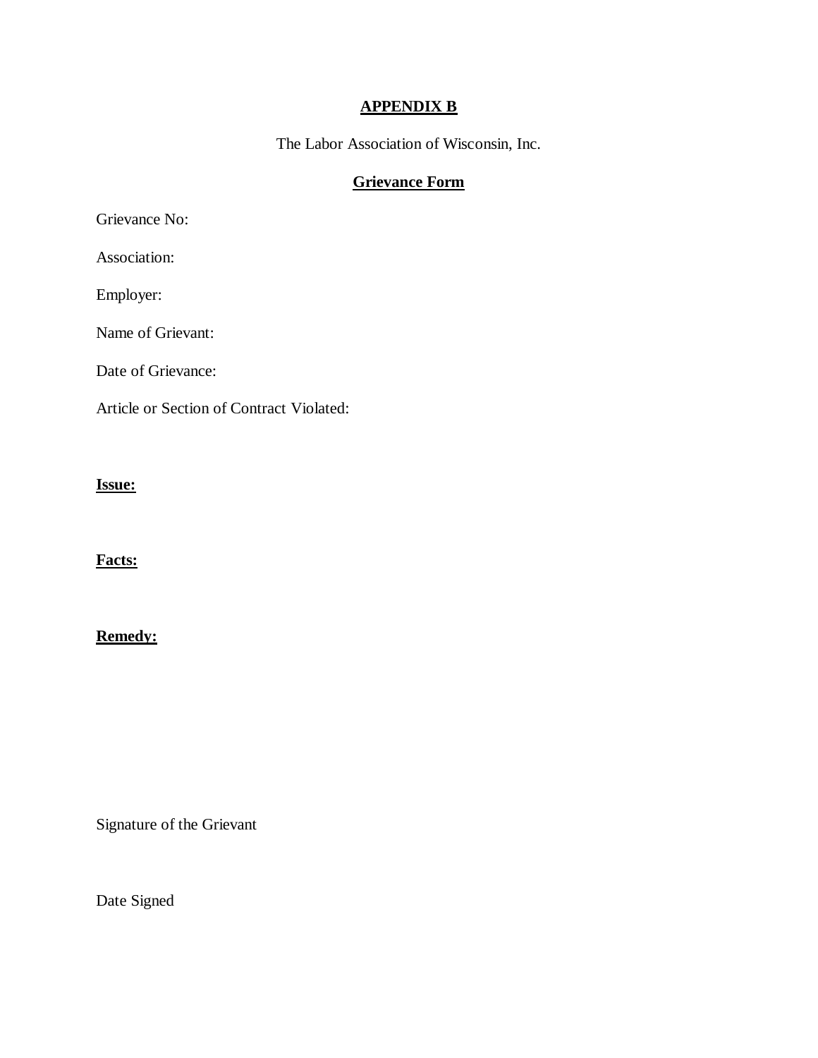**APPENDIX B**

The Labor Association of Wisconsin, Inc.

**Grievance Form**

Grievance No:

Association:

Employer:

Name of Grievant:

Date of Grievance:

Article or Section of Contract Violated:

**Issue:**

**Facts:**

**Remedy:**

Signature of the Grievant

Date Signed